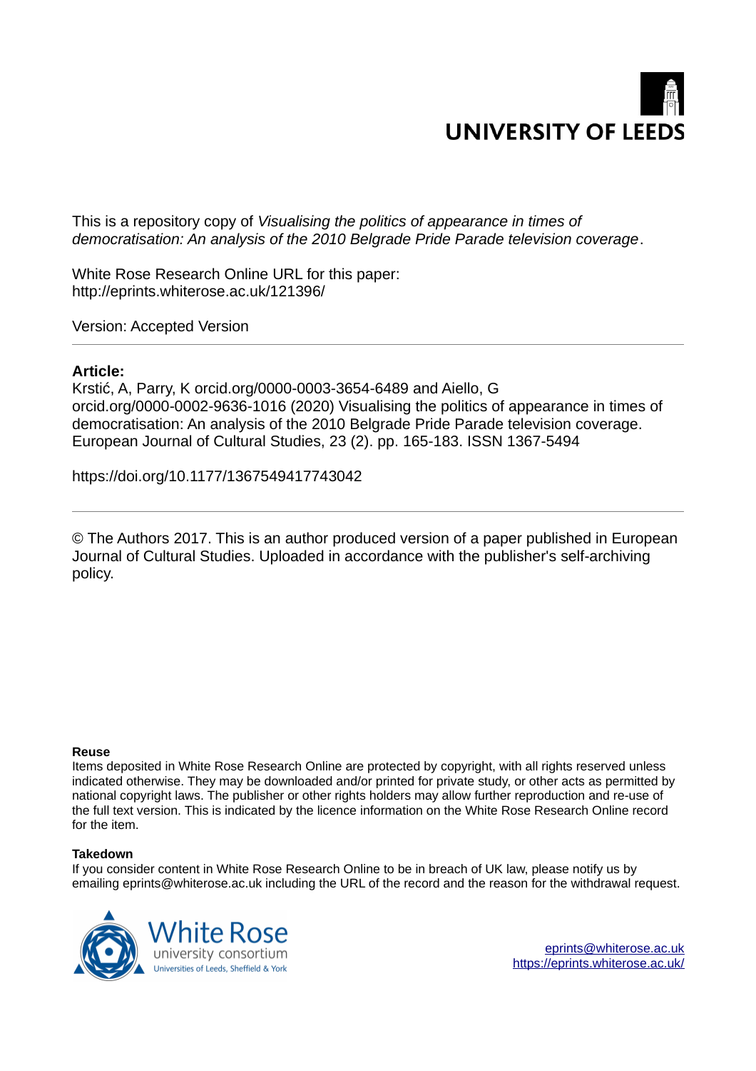UNIVERSITY OF LEEDS

This is a repository copy of *Visualising the politics of appearance in times of democratisation: An analysis of the 2010 Belgrade Pride Parade television coverage*.

White Rose Research Online URL for this paper:
http://eprints.whiterose.ac.uk/121396/

Version: Accepted Version

**Article:**

Krstić, A, Parry, K orcid.org/0000-0003-3654-6489 and Aiello, G orcid.org/0000-0002-9636-1016 (2020) Visualising the politics of appearance in times of democratisation: An analysis of the 2010 Belgrade Pride Parade television coverage. European Journal of Cultural Studies, 23 (2). pp. 165-183. ISSN 1367-5494

https://doi.org/10.1177/1367549417743042

© The Authors 2017. This is an author produced version of a paper published in European Journal of Cultural Studies. Uploaded in accordance with the publisher's self-archiving policy.

**Reuse**

Items deposited in White Rose Research Online are protected by copyright, with all rights reserved unless indicated otherwise. They may be downloaded and/or printed for private study, or other acts as permitted by national copyright laws. The publisher or other rights holders may allow further reproduction and re-use of the full text version. This is indicated by the licence information on the White Rose Research Online record for the item.

**Takedown**

If you consider content in White Rose Research Online to be in breach of UK law, please notify us by emailing eprints@whiterose.ac.uk including the URL of the record and the reason for the withdrawal request.

White Rose university consortium
Universities of Leeds, Sheffield & York

eprints@whiterose.ac.uk
https://eprints.whiterose.ac.uk/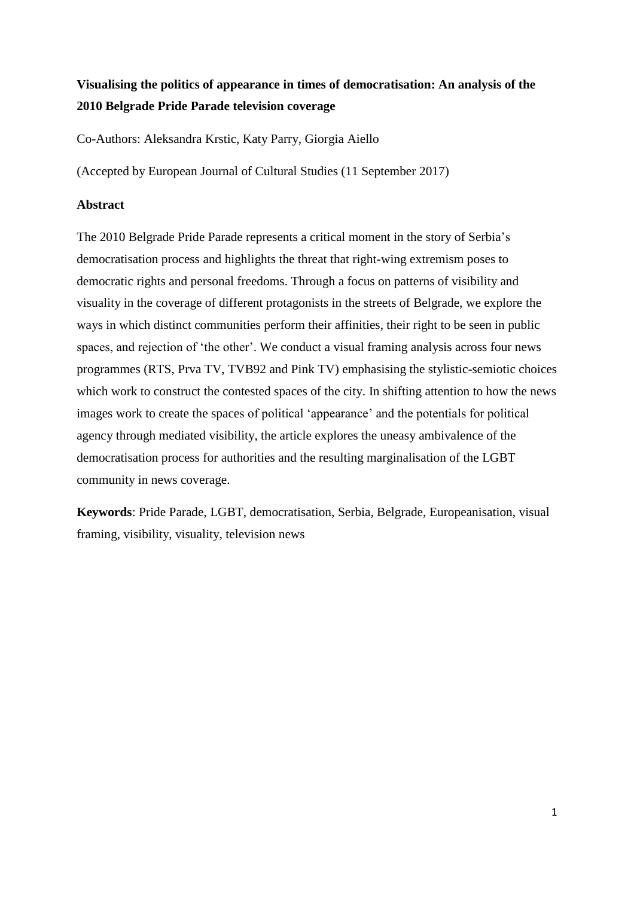**Visualising the politics of appearance in times of democratisation: An analysis of the 2010 Belgrade Pride Parade television coverage**

Co-Authors: Aleksandra Krstic, Katy Parry, Giorgia Aiello

(Accepted by European Journal of Cultural Studies (11 September 2017)

**Abstract**

The 2010 Belgrade Pride Parade represents a critical moment in the story of Serbia's democratisation process and highlights the threat that right-wing extremism poses to democratic rights and personal freedoms. Through a focus on patterns of visibility and visuality in the coverage of different protagonists in the streets of Belgrade, we explore the ways in which distinct communities perform their affinities, their right to be seen in public spaces, and rejection of 'the other'. We conduct a visual framing analysis across four news programmes (RTS, Prva TV, TVB92 and Pink TV) emphasising the stylistic-semiotic choices which work to construct the contested spaces of the city. In shifting attention to how the news images work to create the spaces of political 'appearance' and the potentials for political agency through mediated visibility, the article explores the uneasy ambivalence of the democratisation process for authorities and the resulting marginalisation of the LGBT community in news coverage.

**Keywords**: Pride Parade, LGBT, democratisation, Serbia, Belgrade, Europeanisation, visual framing, visibility, visuality, television news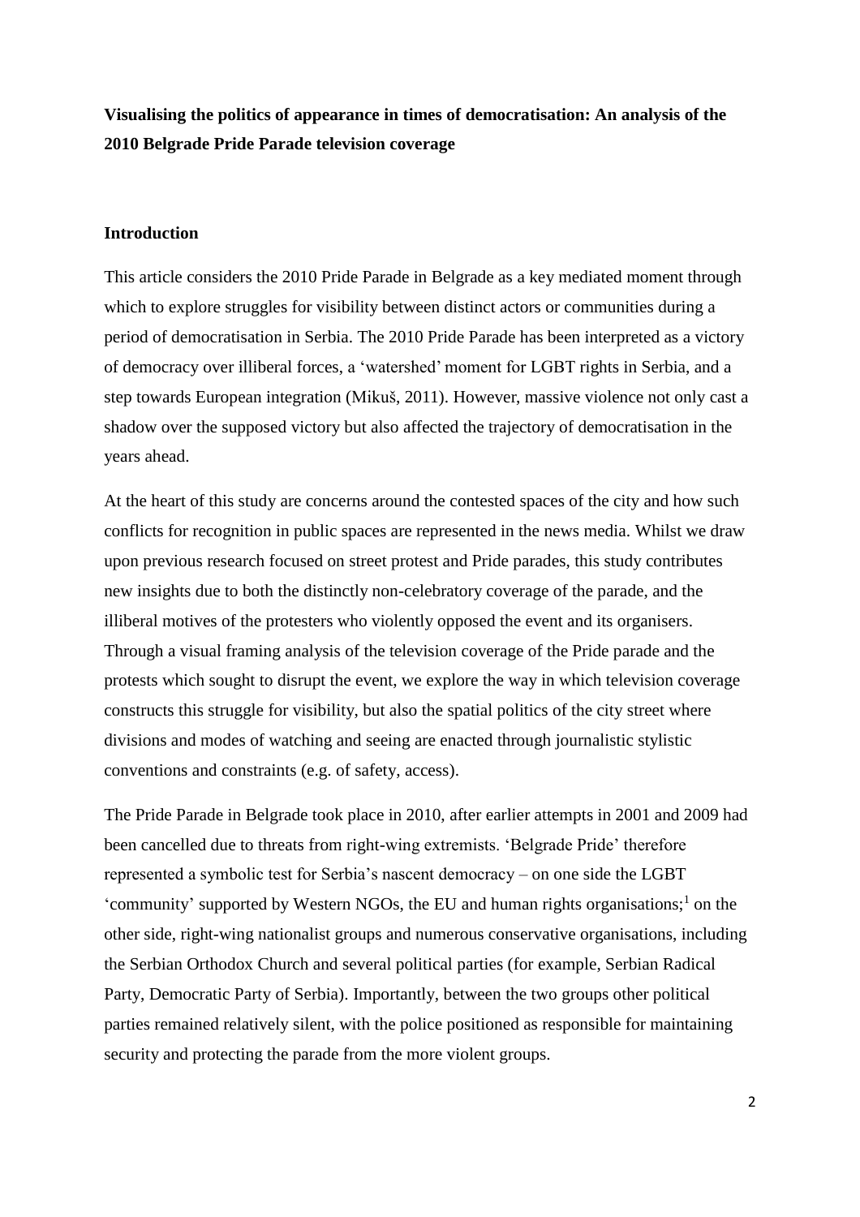**Visualising the politics of appearance in times of democratisation: An analysis of the 2010 Belgrade Pride Parade television coverage**

## Introduction

This article considers the 2010 Pride Parade in Belgrade as a key mediated moment through which to explore struggles for visibility between distinct actors or communities during a period of democratisation in Serbia. The 2010 Pride Parade has been interpreted as a victory of democracy over illiberal forces, a 'watershed' moment for LGBT rights in Serbia, and a step towards European integration (Mikuš, 2011). However, massive violence not only cast a shadow over the supposed victory but also affected the trajectory of democratisation in the years ahead.

At the heart of this study are concerns around the contested spaces of the city and how such conflicts for recognition in public spaces are represented in the news media. Whilst we draw upon previous research focused on street protest and Pride parades, this study contributes new insights due to both the distinctly non-celebratory coverage of the parade, and the illiberal motives of the protesters who violently opposed the event and its organisers. Through a visual framing analysis of the television coverage of the Pride parade and the protests which sought to disrupt the event, we explore the way in which television coverage constructs this struggle for visibility, but also the spatial politics of the city street where divisions and modes of watching and seeing are enacted through journalistic stylistic conventions and constraints (e.g. of safety, access).

The Pride Parade in Belgrade took place in 2010, after earlier attempts in 2001 and 2009 had been cancelled due to threats from right-wing extremists. 'Belgrade Pride' therefore represented a symbolic test for Serbia's nascent democracy – on one side the LGBT 'community' supported by Western NGOs, the EU and human rights organisations;[1] on the other side, right-wing nationalist groups and numerous conservative organisations, including the Serbian Orthodox Church and several political parties (for example, Serbian Radical Party, Democratic Party of Serbia). Importantly, between the two groups other political parties remained relatively silent, with the police positioned as responsible for maintaining security and protecting the parade from the more violent groups.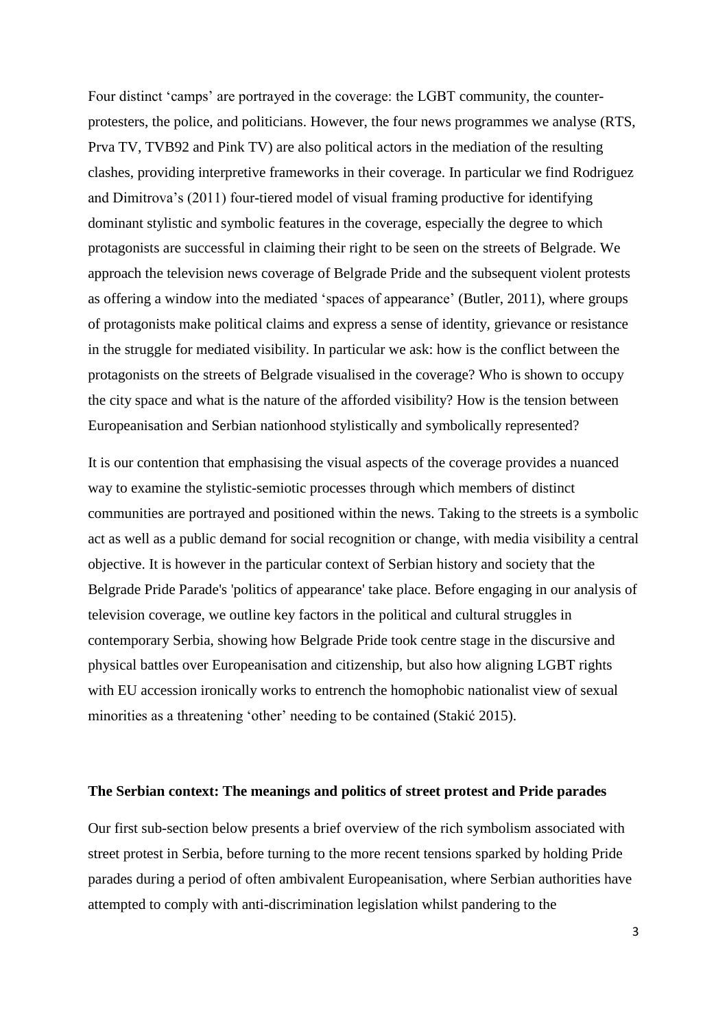Four distinct 'camps' are portrayed in the coverage: the LGBT community, the counter-protesters, the police, and politicians. However, the four news programmes we analyse (RTS, Prva TV, TVB92 and Pink TV) are also political actors in the mediation of the resulting clashes, providing interpretive frameworks in their coverage. In particular we find Rodriguez and Dimitrova's (2011) four-tiered model of visual framing productive for identifying dominant stylistic and symbolic features in the coverage, especially the degree to which protagonists are successful in claiming their right to be seen on the streets of Belgrade. We approach the television news coverage of Belgrade Pride and the subsequent violent protests as offering a window into the mediated 'spaces of appearance' (Butler, 2011), where groups of protagonists make political claims and express a sense of identity, grievance or resistance in the struggle for mediated visibility. In particular we ask: how is the conflict between the protagonists on the streets of Belgrade visualised in the coverage? Who is shown to occupy the city space and what is the nature of the afforded visibility? How is the tension between Europeanisation and Serbian nationhood stylistically and symbolically represented?

It is our contention that emphasising the visual aspects of the coverage provides a nuanced way to examine the stylistic-semiotic processes through which members of distinct communities are portrayed and positioned within the news. Taking to the streets is a symbolic act as well as a public demand for social recognition or change, with media visibility a central objective. It is however in the particular context of Serbian history and society that the Belgrade Pride Parade's 'politics of appearance' take place. Before engaging in our analysis of television coverage, we outline key factors in the political and cultural struggles in contemporary Serbia, showing how Belgrade Pride took centre stage in the discursive and physical battles over Europeanisation and citizenship, but also how aligning LGBT rights with EU accession ironically works to entrench the homophobic nationalist view of sexual minorities as a threatening 'other' needing to be contained (Stakić 2015).

## The Serbian context: The meanings and politics of street protest and Pride parades

Our first sub-section below presents a brief overview of the rich symbolism associated with street protest in Serbia, before turning to the more recent tensions sparked by holding Pride parades during a period of often ambivalent Europeanisation, where Serbian authorities have attempted to comply with anti-discrimination legislation whilst pandering to the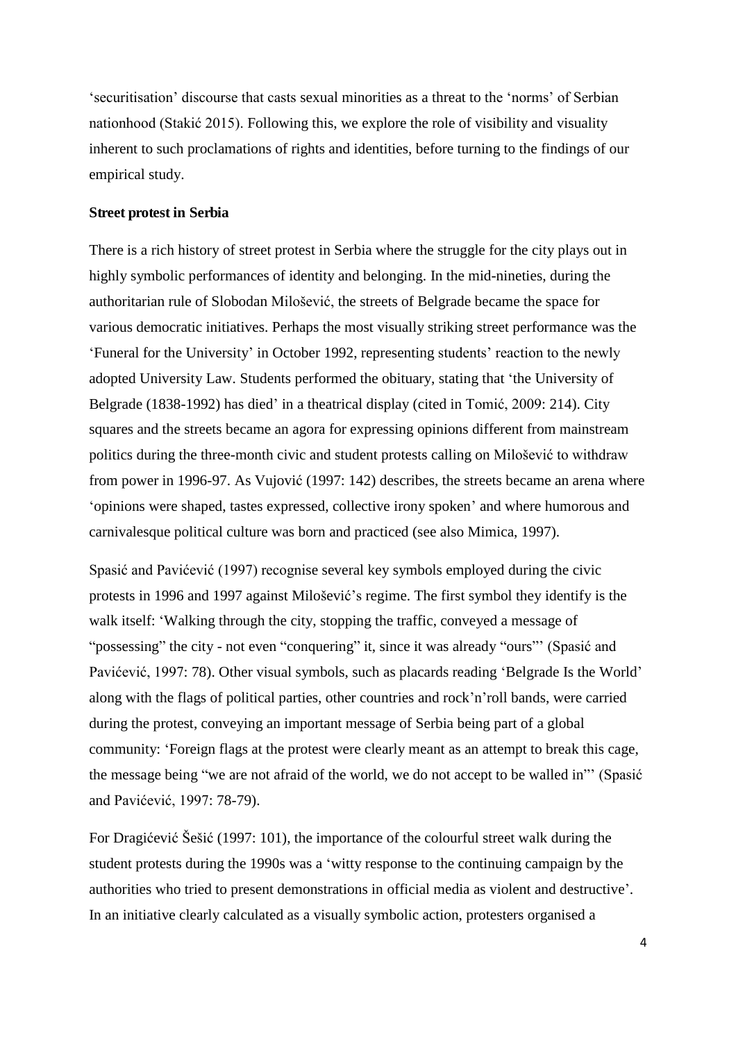‘securitisation’ discourse that casts sexual minorities as a threat to the ‘norms’ of Serbian nationhood (Stakić 2015). Following this, we explore the role of visibility and visuality inherent to such proclamations of rights and identities, before turning to the findings of our empirical study.

**Street protest in Serbia**

There is a rich history of street protest in Serbia where the struggle for the city plays out in highly symbolic performances of identity and belonging. In the mid-nineties, during the authoritarian rule of Slobodan Milošević, the streets of Belgrade became the space for various democratic initiatives. Perhaps the most visually striking street performance was the ‘Funeral for the University’ in October 1992, representing students’ reaction to the newly adopted University Law. Students performed the obituary, stating that ‘the University of Belgrade (1838-1992) has died’ in a theatrical display (cited in Tomić, 2009: 214). City squares and the streets became an agora for expressing opinions different from mainstream politics during the three-month civic and student protests calling on Milošević to withdraw from power in 1996-97. As Vujović (1997: 142) describes, the streets became an arena where ‘opinions were shaped, tastes expressed, collective irony spoken’ and where humorous and carnivalesque political culture was born and practiced (see also Mimica, 1997).

Spasić and Pavićević (1997) recognise several key symbols employed during the civic protests in 1996 and 1997 against Milošević’s regime. The first symbol they identify is the walk itself: ‘Walking through the city, stopping the traffic, conveyed a message of “possessing” the city - not even “conquering” it, since it was already “ours”’ (Spasić and Pavićević, 1997: 78). Other visual symbols, such as placards reading ‘Belgrade Is the World’ along with the flags of political parties, other countries and rock’n’roll bands, were carried during the protest, conveying an important message of Serbia being part of a global community: ‘Foreign flags at the protest were clearly meant as an attempt to break this cage, the message being “we are not afraid of the world, we do not accept to be walled in”’ (Spasić and Pavićević, 1997: 78-79).

For Dragićević Šešić (1997: 101), the importance of the colourful street walk during the student protests during the 1990s was a ‘witty response to the continuing campaign by the authorities who tried to present demonstrations in official media as violent and destructive’. In an initiative clearly calculated as a visually symbolic action, protesters organised a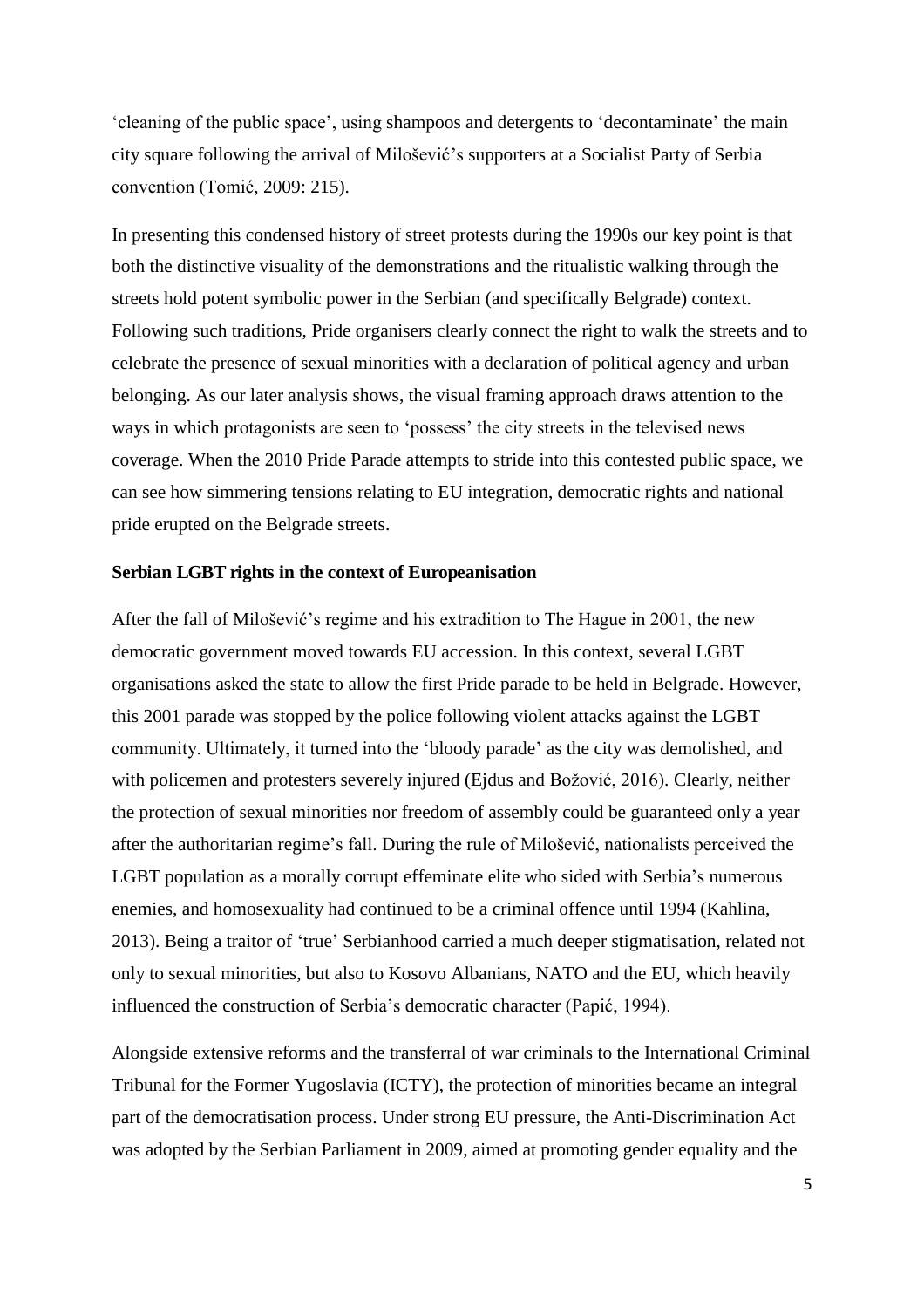'cleaning of the public space', using shampoos and detergents to 'decontaminate' the main city square following the arrival of Milošević's supporters at a Socialist Party of Serbia convention (Tomić, 2009: 215).

In presenting this condensed history of street protests during the 1990s our key point is that both the distinctive visuality of the demonstrations and the ritualistic walking through the streets hold potent symbolic power in the Serbian (and specifically Belgrade) context. Following such traditions, Pride organisers clearly connect the right to walk the streets and to celebrate the presence of sexual minorities with a declaration of political agency and urban belonging. As our later analysis shows, the visual framing approach draws attention to the ways in which protagonists are seen to 'possess' the city streets in the televised news coverage. When the 2010 Pride Parade attempts to stride into this contested public space, we can see how simmering tensions relating to EU integration, democratic rights and national pride erupted on the Belgrade streets.

**Serbian LGBT rights in the context of Europeanisation**

After the fall of Milošević's regime and his extradition to The Hague in 2001, the new democratic government moved towards EU accession. In this context, several LGBT organisations asked the state to allow the first Pride parade to be held in Belgrade. However, this 2001 parade was stopped by the police following violent attacks against the LGBT community. Ultimately, it turned into the 'bloody parade' as the city was demolished, and with policemen and protesters severely injured (Ejdus and Božović, 2016). Clearly, neither the protection of sexual minorities nor freedom of assembly could be guaranteed only a year after the authoritarian regime's fall. During the rule of Milošević, nationalists perceived the LGBT population as a morally corrupt effeminate elite who sided with Serbia's numerous enemies, and homosexuality had continued to be a criminal offence until 1994 (Kahlina, 2013). Being a traitor of 'true' Serbianhood carried a much deeper stigmatisation, related not only to sexual minorities, but also to Kosovo Albanians, NATO and the EU, which heavily influenced the construction of Serbia's democratic character (Papić, 1994).

Alongside extensive reforms and the transferral of war criminals to the International Criminal Tribunal for the Former Yugoslavia (ICTY), the protection of minorities became an integral part of the democratisation process. Under strong EU pressure, the Anti-Discrimination Act was adopted by the Serbian Parliament in 2009, aimed at promoting gender equality and the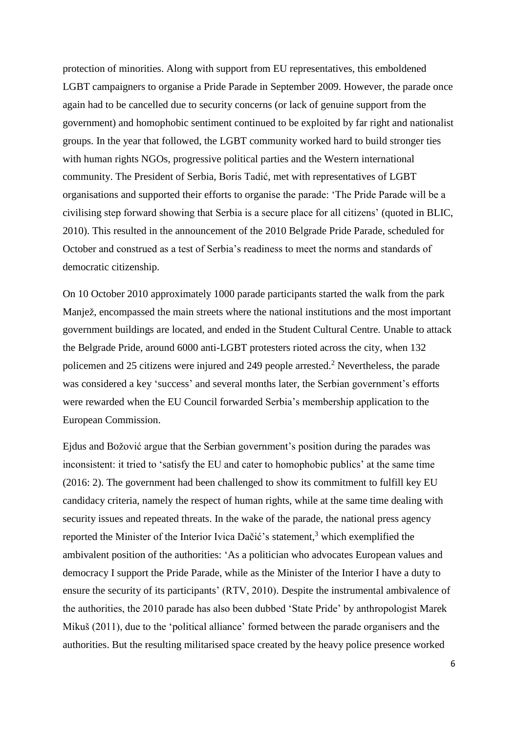protection of minorities. Along with support from EU representatives, this emboldened LGBT campaigners to organise a Pride Parade in September 2009. However, the parade once again had to be cancelled due to security concerns (or lack of genuine support from the government) and homophobic sentiment continued to be exploited by far right and nationalist groups. In the year that followed, the LGBT community worked hard to build stronger ties with human rights NGOs, progressive political parties and the Western international community. The President of Serbia, Boris Tadić, met with representatives of LGBT organisations and supported their efforts to organise the parade: 'The Pride Parade will be a civilising step forward showing that Serbia is a secure place for all citizens' (quoted in BLIC, 2010). This resulted in the announcement of the 2010 Belgrade Pride Parade, scheduled for October and construed as a test of Serbia's readiness to meet the norms and standards of democratic citizenship.

On 10 October 2010 approximately 1000 parade participants started the walk from the park Manjež, encompassed the main streets where the national institutions and the most important government buildings are located, and ended in the Student Cultural Centre. Unable to attack the Belgrade Pride, around 6000 anti-LGBT protesters rioted across the city, when 132 policemen and 25 citizens were injured and 249 people arrested.[2] Nevertheless, the parade was considered a key 'success' and several months later, the Serbian government's efforts were rewarded when the EU Council forwarded Serbia's membership application to the European Commission.

Ejdus and Božović argue that the Serbian government's position during the parades was inconsistent: it tried to 'satisfy the EU and cater to homophobic publics' at the same time (2016: 2). The government had been challenged to show its commitment to fulfill key EU candidacy criteria, namely the respect of human rights, while at the same time dealing with security issues and repeated threats. In the wake of the parade, the national press agency reported the Minister of the Interior Ivica Dačić's statement,[3] which exemplified the ambivalent position of the authorities: 'As a politician who advocates European values and democracy I support the Pride Parade, while as the Minister of the Interior I have a duty to ensure the security of its participants' (RTV, 2010). Despite the instrumental ambivalence of the authorities, the 2010 parade has also been dubbed 'State Pride' by anthropologist Marek Mikuš (2011), due to the 'political alliance' formed between the parade organisers and the authorities. But the resulting militarised space created by the heavy police presence worked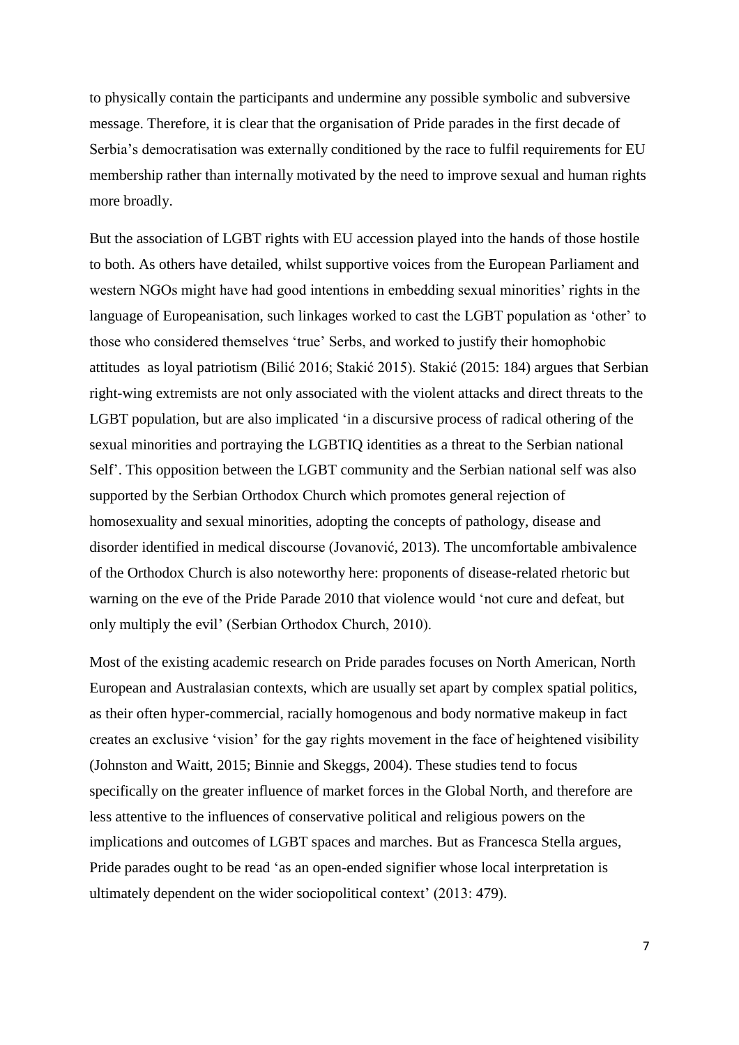to physically contain the participants and undermine any possible symbolic and subversive message. Therefore, it is clear that the organisation of Pride parades in the first decade of Serbia's democratisation was externally conditioned by the race to fulfil requirements for EU membership rather than internally motivated by the need to improve sexual and human rights more broadly.

But the association of LGBT rights with EU accession played into the hands of those hostile to both. As others have detailed, whilst supportive voices from the European Parliament and western NGOs might have had good intentions in embedding sexual minorities' rights in the language of Europeanisation, such linkages worked to cast the LGBT population as 'other' to those who considered themselves 'true' Serbs, and worked to justify their homophobic attitudes as loyal patriotism (Bilić 2016; Stakić 2015). Stakić (2015: 184) argues that Serbian right-wing extremists are not only associated with the violent attacks and direct threats to the LGBT population, but are also implicated 'in a discursive process of radical othering of the sexual minorities and portraying the LGBTIQ identities as a threat to the Serbian national Self'. This opposition between the LGBT community and the Serbian national self was also supported by the Serbian Orthodox Church which promotes general rejection of homosexuality and sexual minorities, adopting the concepts of pathology, disease and disorder identified in medical discourse (Jovanović, 2013). The uncomfortable ambivalence of the Orthodox Church is also noteworthy here: proponents of disease-related rhetoric but warning on the eve of the Pride Parade 2010 that violence would 'not cure and defeat, but only multiply the evil' (Serbian Orthodox Church, 2010).

Most of the existing academic research on Pride parades focuses on North American, North European and Australasian contexts, which are usually set apart by complex spatial politics, as their often hyper-commercial, racially homogenous and body normative makeup in fact creates an exclusive 'vision' for the gay rights movement in the face of heightened visibility (Johnston and Waitt, 2015; Binnie and Skeggs, 2004). These studies tend to focus specifically on the greater influence of market forces in the Global North, and therefore are less attentive to the influences of conservative political and religious powers on the implications and outcomes of LGBT spaces and marches. But as Francesca Stella argues, Pride parades ought to be read 'as an open-ended signifier whose local interpretation is ultimately dependent on the wider sociopolitical context' (2013: 479).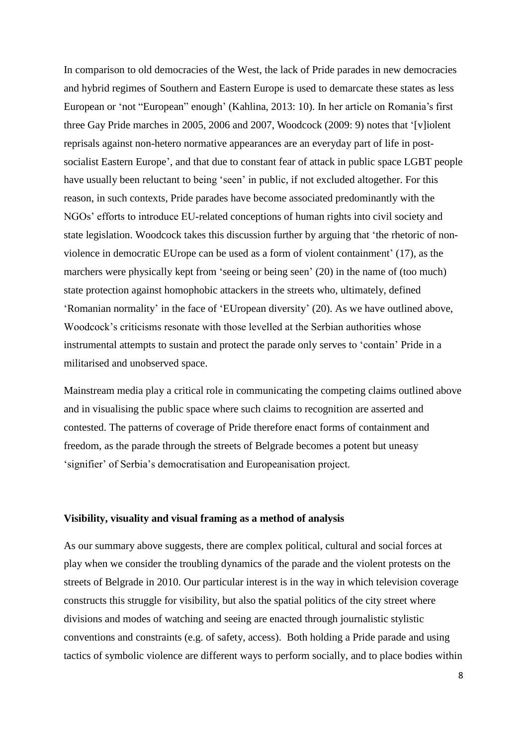In comparison to old democracies of the West, the lack of Pride parades in new democracies and hybrid regimes of Southern and Eastern Europe is used to demarcate these states as less European or 'not "European" enough' (Kahlina, 2013: 10). In her article on Romania's first three Gay Pride marches in 2005, 2006 and 2007, Woodcock (2009: 9) notes that '[v]iolent reprisals against non-hetero normative appearances are an everyday part of life in post-socialist Eastern Europe', and that due to constant fear of attack in public space LGBT people have usually been reluctant to being 'seen' in public, if not excluded altogether. For this reason, in such contexts, Pride parades have become associated predominantly with the NGOs' efforts to introduce EU-related conceptions of human rights into civil society and state legislation. Woodcock takes this discussion further by arguing that 'the rhetoric of non-violence in democratic EUrope can be used as a form of violent containment' (17), as the marchers were physically kept from 'seeing or being seen' (20) in the name of (too much) state protection against homophobic attackers in the streets who, ultimately, defined 'Romanian normality' in the face of 'EUropean diversity' (20). As we have outlined above, Woodcock's criticisms resonate with those levelled at the Serbian authorities whose instrumental attempts to sustain and protect the parade only serves to 'contain' Pride in a militarised and unobserved space.

Mainstream media play a critical role in communicating the competing claims outlined above and in visualising the public space where such claims to recognition are asserted and contested. The patterns of coverage of Pride therefore enact forms of containment and freedom, as the parade through the streets of Belgrade becomes a potent but uneasy 'signifier' of Serbia's democratisation and Europeanisation project.

### Visibility, visuality and visual framing as a method of analysis

As our summary above suggests, there are complex political, cultural and social forces at play when we consider the troubling dynamics of the parade and the violent protests on the streets of Belgrade in 2010. Our particular interest is in the way in which television coverage constructs this struggle for visibility, but also the spatial politics of the city street where divisions and modes of watching and seeing are enacted through journalistic stylistic conventions and constraints (e.g. of safety, access). Both holding a Pride parade and using tactics of symbolic violence are different ways to perform socially, and to place bodies within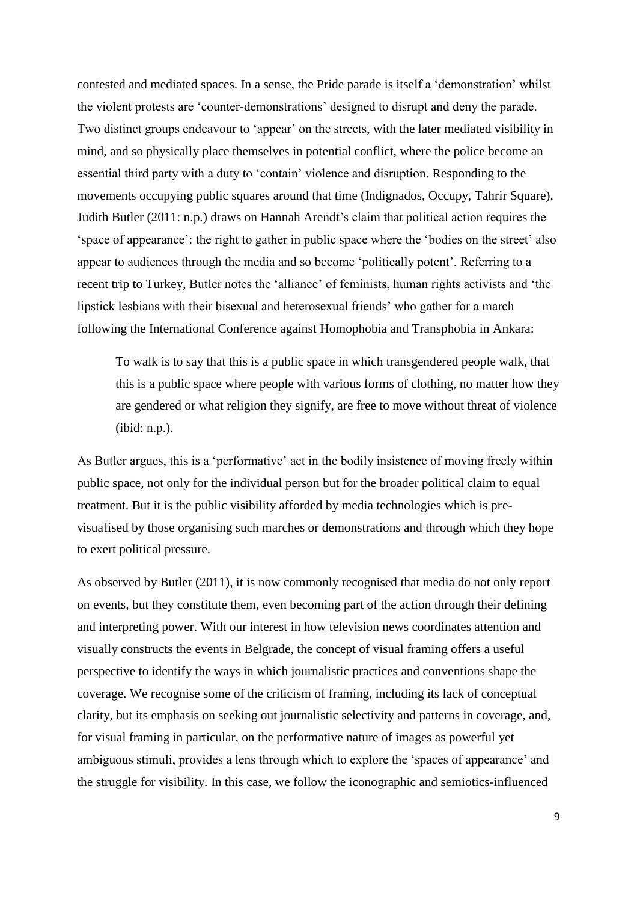contested and mediated spaces. In a sense, the Pride parade is itself a 'demonstration' whilst the violent protests are 'counter-demonstrations' designed to disrupt and deny the parade. Two distinct groups endeavour to 'appear' on the streets, with the later mediated visibility in mind, and so physically place themselves in potential conflict, where the police become an essential third party with a duty to 'contain' violence and disruption. Responding to the movements occupying public squares around that time (Indignados, Occupy, Tahrir Square), Judith Butler (2011: n.p.) draws on Hannah Arendt's claim that political action requires the 'space of appearance': the right to gather in public space where the 'bodies on the street' also appear to audiences through the media and so become 'politically potent'. Referring to a recent trip to Turkey, Butler notes the 'alliance' of feminists, human rights activists and 'the lipstick lesbians with their bisexual and heterosexual friends' who gather for a march following the International Conference against Homophobia and Transphobia in Ankara:

> To walk is to say that this is a public space in which transgendered people walk, that this is a public space where people with various forms of clothing, no matter how they are gendered or what religion they signify, are free to move without threat of violence (ibid: n.p.).

As Butler argues, this is a 'performative' act in the bodily insistence of moving freely within public space, not only for the individual person but for the broader political claim to equal treatment. But it is the public visibility afforded by media technologies which is pre-visualised by those organising such marches or demonstrations and through which they hope to exert political pressure.

As observed by Butler (2011), it is now commonly recognised that media do not only report on events, but they constitute them, even becoming part of the action through their defining and interpreting power. With our interest in how television news coordinates attention and visually constructs the events in Belgrade, the concept of visual framing offers a useful perspective to identify the ways in which journalistic practices and conventions shape the coverage. We recognise some of the criticism of framing, including its lack of conceptual clarity, but its emphasis on seeking out journalistic selectivity and patterns in coverage, and, for visual framing in particular, on the performative nature of images as powerful yet ambiguous stimuli, provides a lens through which to explore the 'spaces of appearance' and the struggle for visibility. In this case, we follow the iconographic and semiotics-influenced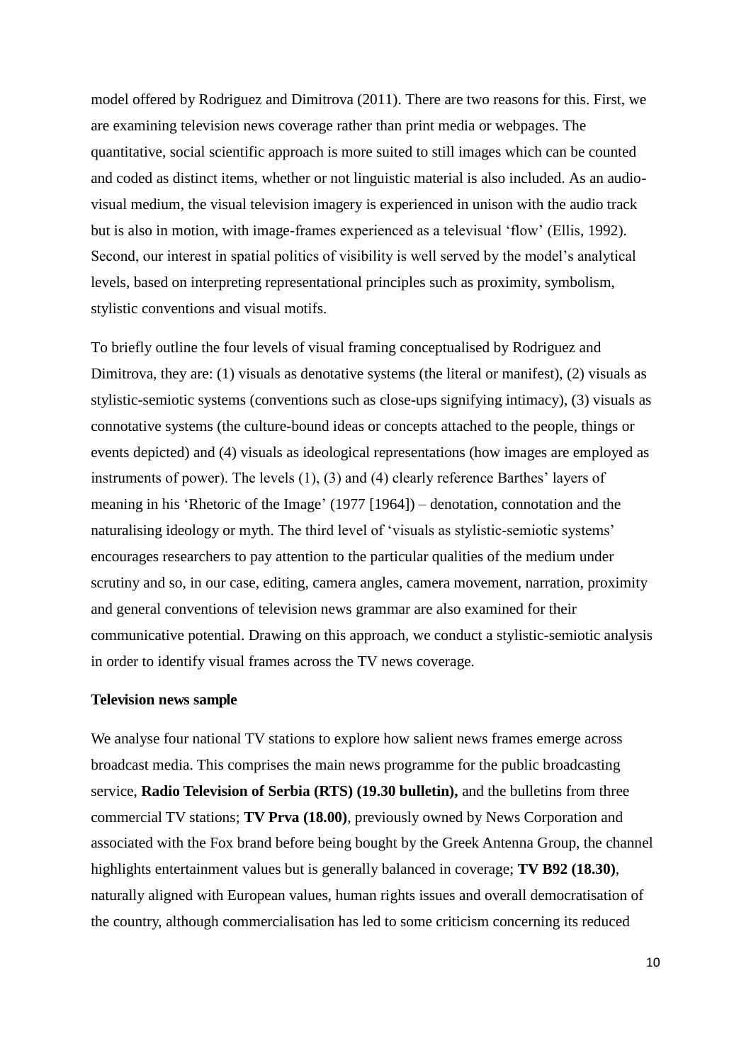model offered by Rodriguez and Dimitrova (2011). There are two reasons for this. First, we are examining television news coverage rather than print media or webpages. The quantitative, social scientific approach is more suited to still images which can be counted and coded as distinct items, whether or not linguistic material is also included. As an audio-visual medium, the visual television imagery is experienced in unison with the audio track but is also in motion, with image-frames experienced as a televisual 'flow' (Ellis, 1992). Second, our interest in spatial politics of visibility is well served by the model's analytical levels, based on interpreting representational principles such as proximity, symbolism, stylistic conventions and visual motifs.

To briefly outline the four levels of visual framing conceptualised by Rodriguez and Dimitrova, they are: (1) visuals as denotative systems (the literal or manifest), (2) visuals as stylistic-semiotic systems (conventions such as close-ups signifying intimacy), (3) visuals as connotative systems (the culture-bound ideas or concepts attached to the people, things or events depicted) and (4) visuals as ideological representations (how images are employed as instruments of power). The levels (1), (3) and (4) clearly reference Barthes' layers of meaning in his 'Rhetoric of the Image' (1977 [1964]) – denotation, connotation and the naturalising ideology or myth. The third level of 'visuals as stylistic-semiotic systems' encourages researchers to pay attention to the particular qualities of the medium under scrutiny and so, in our case, editing, camera angles, camera movement, narration, proximity and general conventions of television news grammar are also examined for their communicative potential. Drawing on this approach, we conduct a stylistic-semiotic analysis in order to identify visual frames across the TV news coverage.

**Television news sample**

We analyse four national TV stations to explore how salient news frames emerge across broadcast media. This comprises the main news programme for the public broadcasting service, **Radio Television of Serbia (RTS) (19.30 bulletin),** and the bulletins from three commercial TV stations; **TV Prva (18.00)**, previously owned by News Corporation and associated with the Fox brand before being bought by the Greek Antenna Group, the channel highlights entertainment values but is generally balanced in coverage; **TV B92 (18.30)**, naturally aligned with European values, human rights issues and overall democratisation of the country, although commercialisation has led to some criticism concerning its reduced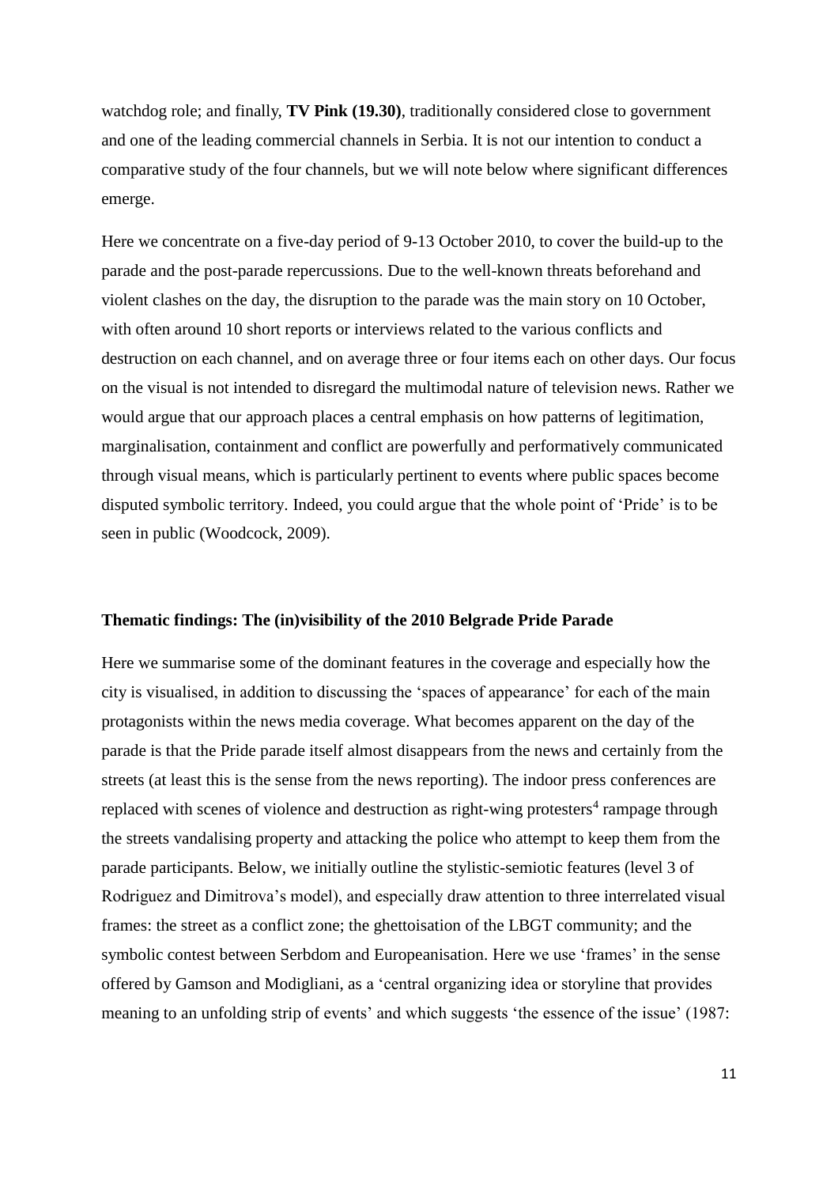watchdog role; and finally, **TV Pink (19.30)**, traditionally considered close to government and one of the leading commercial channels in Serbia. It is not our intention to conduct a comparative study of the four channels, but we will note below where significant differences emerge.

Here we concentrate on a five-day period of 9-13 October 2010, to cover the build-up to the parade and the post-parade repercussions. Due to the well-known threats beforehand and violent clashes on the day, the disruption to the parade was the main story on 10 October, with often around 10 short reports or interviews related to the various conflicts and destruction on each channel, and on average three or four items each on other days. Our focus on the visual is not intended to disregard the multimodal nature of television news. Rather we would argue that our approach places a central emphasis on how patterns of legitimation, marginalisation, containment and conflict are powerfully and performatively communicated through visual means, which is particularly pertinent to events where public spaces become disputed symbolic territory. Indeed, you could argue that the whole point of 'Pride' is to be seen in public (Woodcock, 2009).

## Thematic findings: The (in)visibility of the 2010 Belgrade Pride Parade

Here we summarise some of the dominant features in the coverage and especially how the city is visualised, in addition to discussing the 'spaces of appearance' for each of the main protagonists within the news media coverage. What becomes apparent on the day of the parade is that the Pride parade itself almost disappears from the news and certainly from the streets (at least this is the sense from the news reporting). The indoor press conferences are replaced with scenes of violence and destruction as right-wing protesters[4] rampage through the streets vandalising property and attacking the police who attempt to keep them from the parade participants. Below, we initially outline the stylistic-semiotic features (level 3 of Rodriguez and Dimitrova's model), and especially draw attention to three interrelated visual frames: the street as a conflict zone; the ghettoisation of the LBGT community; and the symbolic contest between Serbdom and Europeanisation. Here we use 'frames' in the sense offered by Gamson and Modigliani, as a 'central organizing idea or storyline that provides meaning to an unfolding strip of events' and which suggests 'the essence of the issue' (1987: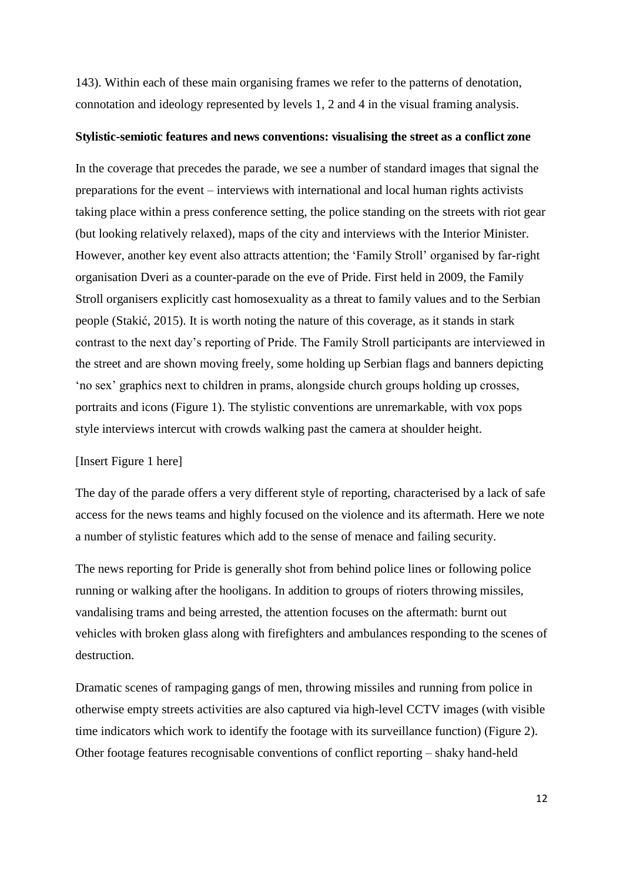143). Within each of these main organising frames we refer to the patterns of denotation, connotation and ideology represented by levels 1, 2 and 4 in the visual framing analysis.

**Stylistic-semiotic features and news conventions: visualising the street as a conflict zone**

In the coverage that precedes the parade, we see a number of standard images that signal the preparations for the event – interviews with international and local human rights activists taking place within a press conference setting, the police standing on the streets with riot gear (but looking relatively relaxed), maps of the city and interviews with the Interior Minister. However, another key event also attracts attention; the 'Family Stroll' organised by far-right organisation Dveri as a counter-parade on the eve of Pride. First held in 2009, the Family Stroll organisers explicitly cast homosexuality as a threat to family values and to the Serbian people (Stakić, 2015). It is worth noting the nature of this coverage, as it stands in stark contrast to the next day's reporting of Pride. The Family Stroll participants are interviewed in the street and are shown moving freely, some holding up Serbian flags and banners depicting 'no sex' graphics next to children in prams, alongside church groups holding up crosses, portraits and icons (Figure 1). The stylistic conventions are unremarkable, with vox pops style interviews intercut with crowds walking past the camera at shoulder height.

[Insert Figure 1 here]

The day of the parade offers a very different style of reporting, characterised by a lack of safe access for the news teams and highly focused on the violence and its aftermath. Here we note a number of stylistic features which add to the sense of menace and failing security.

The news reporting for Pride is generally shot from behind police lines or following police running or walking after the hooligans. In addition to groups of rioters throwing missiles, vandalising trams and being arrested, the attention focuses on the aftermath: burnt out vehicles with broken glass along with firefighters and ambulances responding to the scenes of destruction.

Dramatic scenes of rampaging gangs of men, throwing missiles and running from police in otherwise empty streets activities are also captured via high-level CCTV images (with visible time indicators which work to identify the footage with its surveillance function) (Figure 2). Other footage features recognisable conventions of conflict reporting – shaky hand-held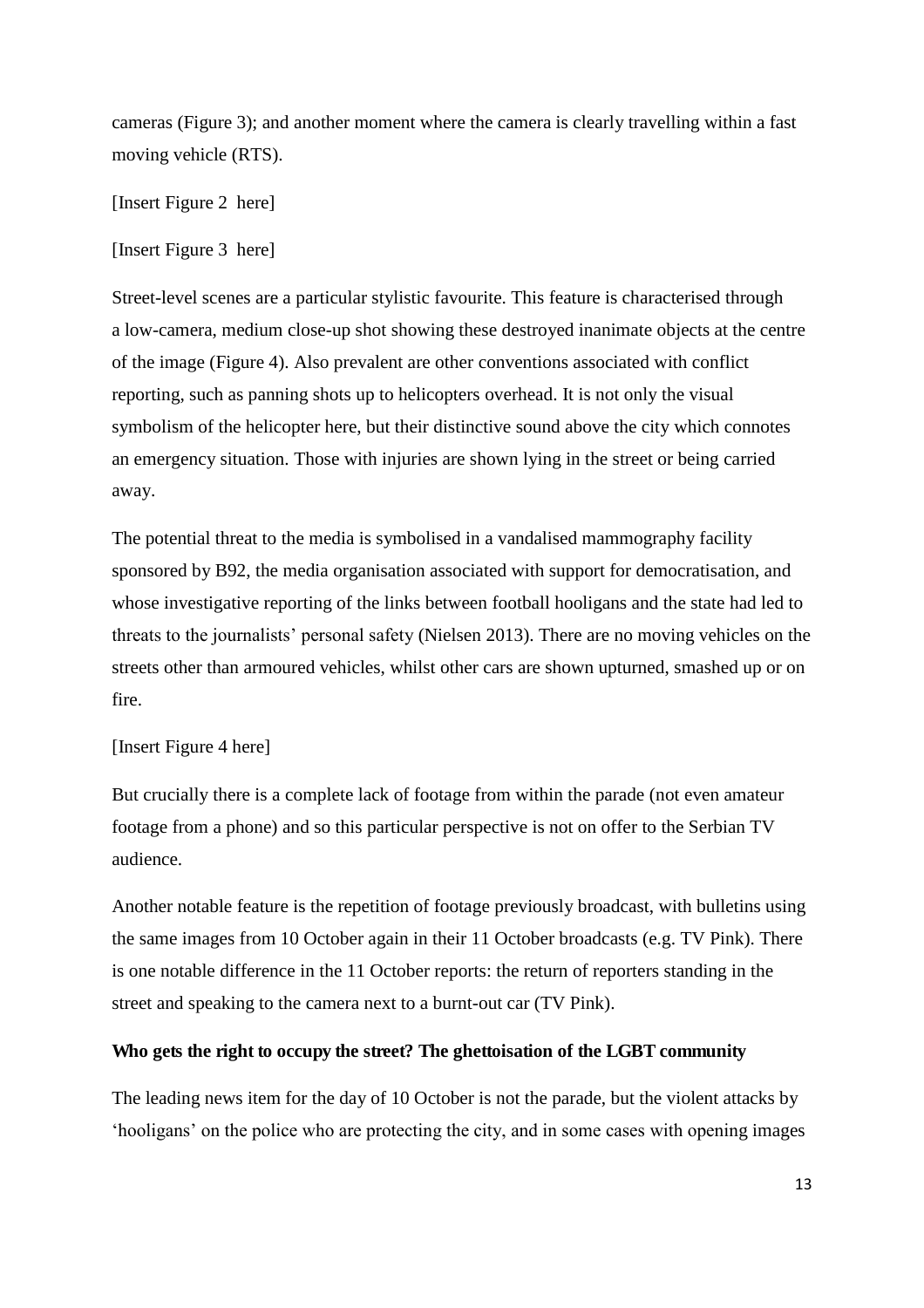cameras (Figure 3); and another moment where the camera is clearly travelling within a fast moving vehicle (RTS).

[Insert Figure 2 here]

[Insert Figure 3 here]

Street-level scenes are a particular stylistic favourite. This feature is characterised through a low-camera, medium close-up shot showing these destroyed inanimate objects at the centre of the image (Figure 4). Also prevalent are other conventions associated with conflict reporting, such as panning shots up to helicopters overhead. It is not only the visual symbolism of the helicopter here, but their distinctive sound above the city which connotes an emergency situation. Those with injuries are shown lying in the street or being carried away.

The potential threat to the media is symbolised in a vandalised mammography facility sponsored by B92, the media organisation associated with support for democratisation, and whose investigative reporting of the links between football hooligans and the state had led to threats to the journalists' personal safety (Nielsen 2013). There are no moving vehicles on the streets other than armoured vehicles, whilst other cars are shown upturned, smashed up or on fire.

[Insert Figure 4 here]

But crucially there is a complete lack of footage from within the parade (not even amateur footage from a phone) and so this particular perspective is not on offer to the Serbian TV audience.

Another notable feature is the repetition of footage previously broadcast, with bulletins using the same images from 10 October again in their 11 October broadcasts (e.g. TV Pink). There is one notable difference in the 11 October reports: the return of reporters standing in the street and speaking to the camera next to a burnt-out car (TV Pink).

**Who gets the right to occupy the street? The ghettoisation of the LGBT community**

The leading news item for the day of 10 October is not the parade, but the violent attacks by 'hooligans' on the police who are protecting the city, and in some cases with opening images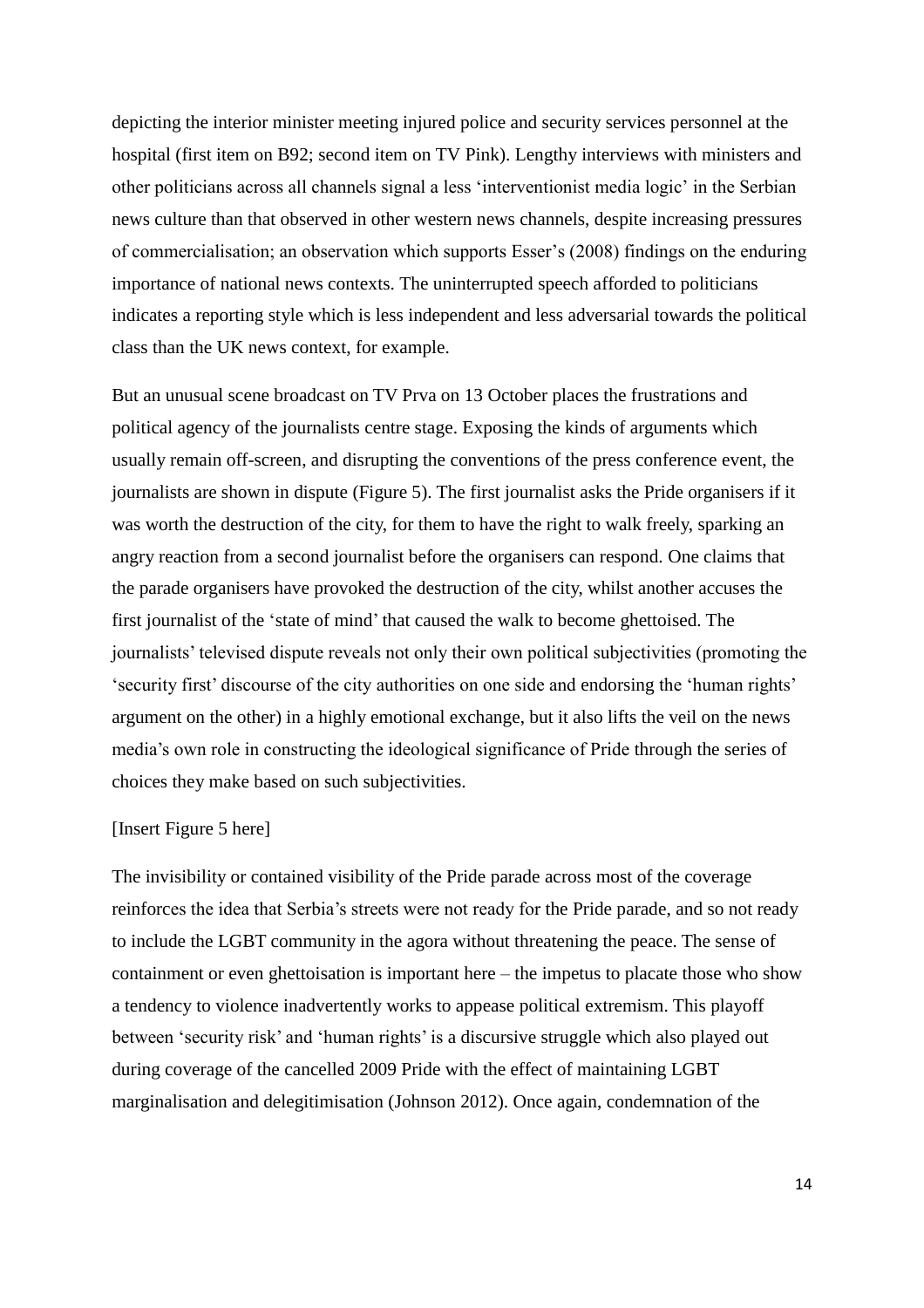depicting the interior minister meeting injured police and security services personnel at the hospital (first item on B92; second item on TV Pink). Lengthy interviews with ministers and other politicians across all channels signal a less 'interventionist media logic' in the Serbian news culture than that observed in other western news channels, despite increasing pressures of commercialisation; an observation which supports Esser's (2008) findings on the enduring importance of national news contexts. The uninterrupted speech afforded to politicians indicates a reporting style which is less independent and less adversarial towards the political class than the UK news context, for example.

But an unusual scene broadcast on TV Prva on 13 October places the frustrations and political agency of the journalists centre stage. Exposing the kinds of arguments which usually remain off-screen, and disrupting the conventions of the press conference event, the journalists are shown in dispute (Figure 5). The first journalist asks the Pride organisers if it was worth the destruction of the city, for them to have the right to walk freely, sparking an angry reaction from a second journalist before the organisers can respond. One claims that the parade organisers have provoked the destruction of the city, whilst another accuses the first journalist of the 'state of mind' that caused the walk to become ghettoised. The journalists' televised dispute reveals not only their own political subjectivities (promoting the 'security first' discourse of the city authorities on one side and endorsing the 'human rights' argument on the other) in a highly emotional exchange, but it also lifts the veil on the news media's own role in constructing the ideological significance of Pride through the series of choices they make based on such subjectivities.

[Insert Figure 5 here]

The invisibility or contained visibility of the Pride parade across most of the coverage reinforces the idea that Serbia's streets were not ready for the Pride parade, and so not ready to include the LGBT community in the agora without threatening the peace. The sense of containment or even ghettoisation is important here – the impetus to placate those who show a tendency to violence inadvertently works to appease political extremism. This playoff between 'security risk' and 'human rights' is a discursive struggle which also played out during coverage of the cancelled 2009 Pride with the effect of maintaining LGBT marginalisation and delegitimisation (Johnson 2012). Once again, condemnation of the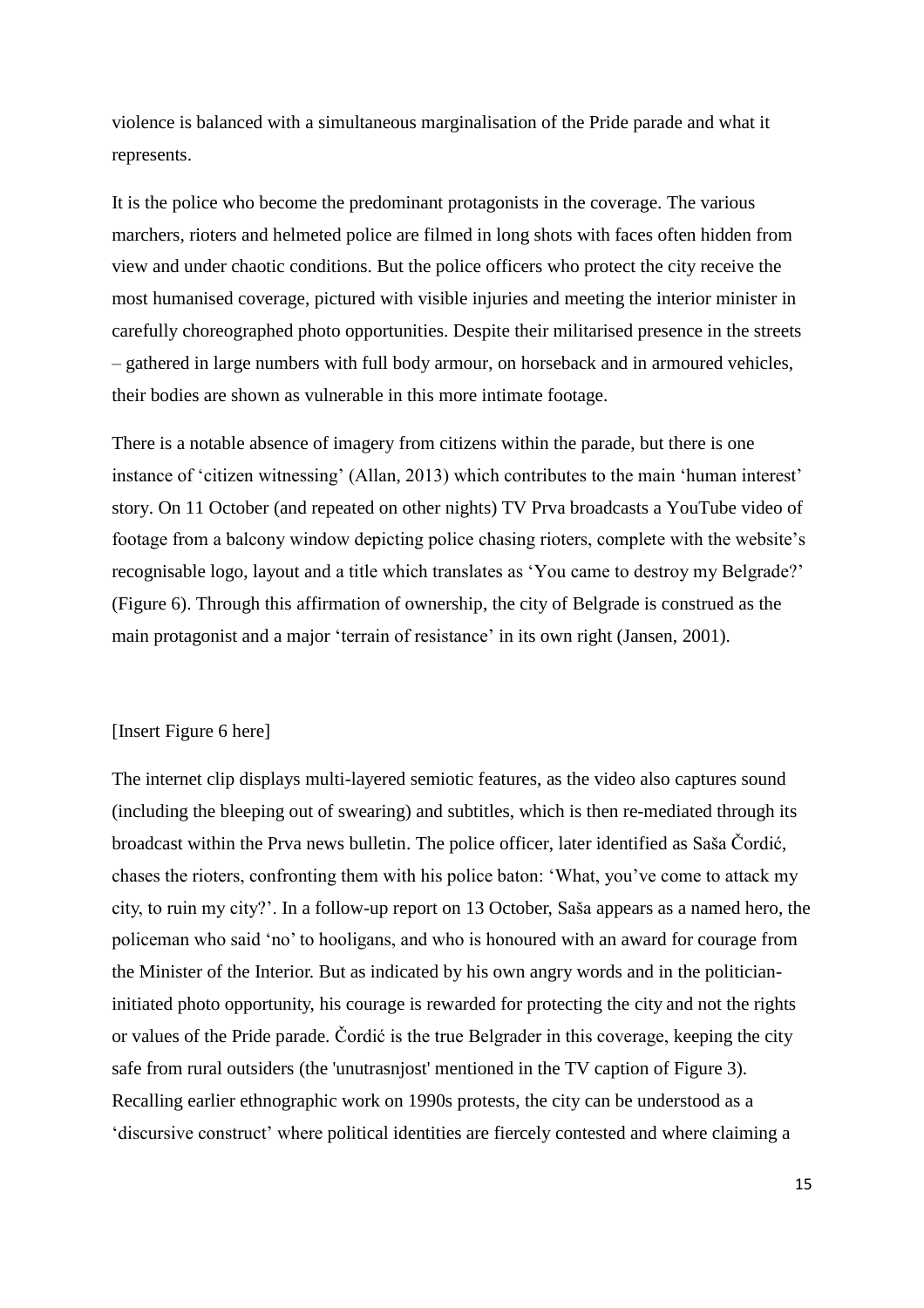violence is balanced with a simultaneous marginalisation of the Pride parade and what it represents.

It is the police who become the predominant protagonists in the coverage. The various marchers, rioters and helmeted police are filmed in long shots with faces often hidden from view and under chaotic conditions. But the police officers who protect the city receive the most humanised coverage, pictured with visible injuries and meeting the interior minister in carefully choreographed photo opportunities. Despite their militarised presence in the streets – gathered in large numbers with full body armour, on horseback and in armoured vehicles, their bodies are shown as vulnerable in this more intimate footage.

There is a notable absence of imagery from citizens within the parade, but there is one instance of 'citizen witnessing' (Allan, 2013) which contributes to the main 'human interest' story. On 11 October (and repeated on other nights) TV Prva broadcasts a YouTube video of footage from a balcony window depicting police chasing rioters, complete with the website's recognisable logo, layout and a title which translates as 'You came to destroy my Belgrade?' (Figure 6). Through this affirmation of ownership, the city of Belgrade is construed as the main protagonist and a major 'terrain of resistance' in its own right (Jansen, 2001).

[Insert Figure 6 here]

The internet clip displays multi-layered semiotic features, as the video also captures sound (including the bleeping out of swearing) and subtitles, which is then re-mediated through its broadcast within the Prva news bulletin. The police officer, later identified as Saša Čordić, chases the rioters, confronting them with his police baton: 'What, you've come to attack my city, to ruin my city?'. In a follow-up report on 13 October, Saša appears as a named hero, the policeman who said 'no' to hooligans, and who is honoured with an award for courage from the Minister of the Interior. But as indicated by his own angry words and in the politician-initiated photo opportunity, his courage is rewarded for protecting the city and not the rights or values of the Pride parade. Čordić is the true Belgrader in this coverage, keeping the city safe from rural outsiders (the 'unutrasnjost' mentioned in the TV caption of Figure 3). Recalling earlier ethnographic work on 1990s protests, the city can be understood as a 'discursive construct' where political identities are fiercely contested and where claiming a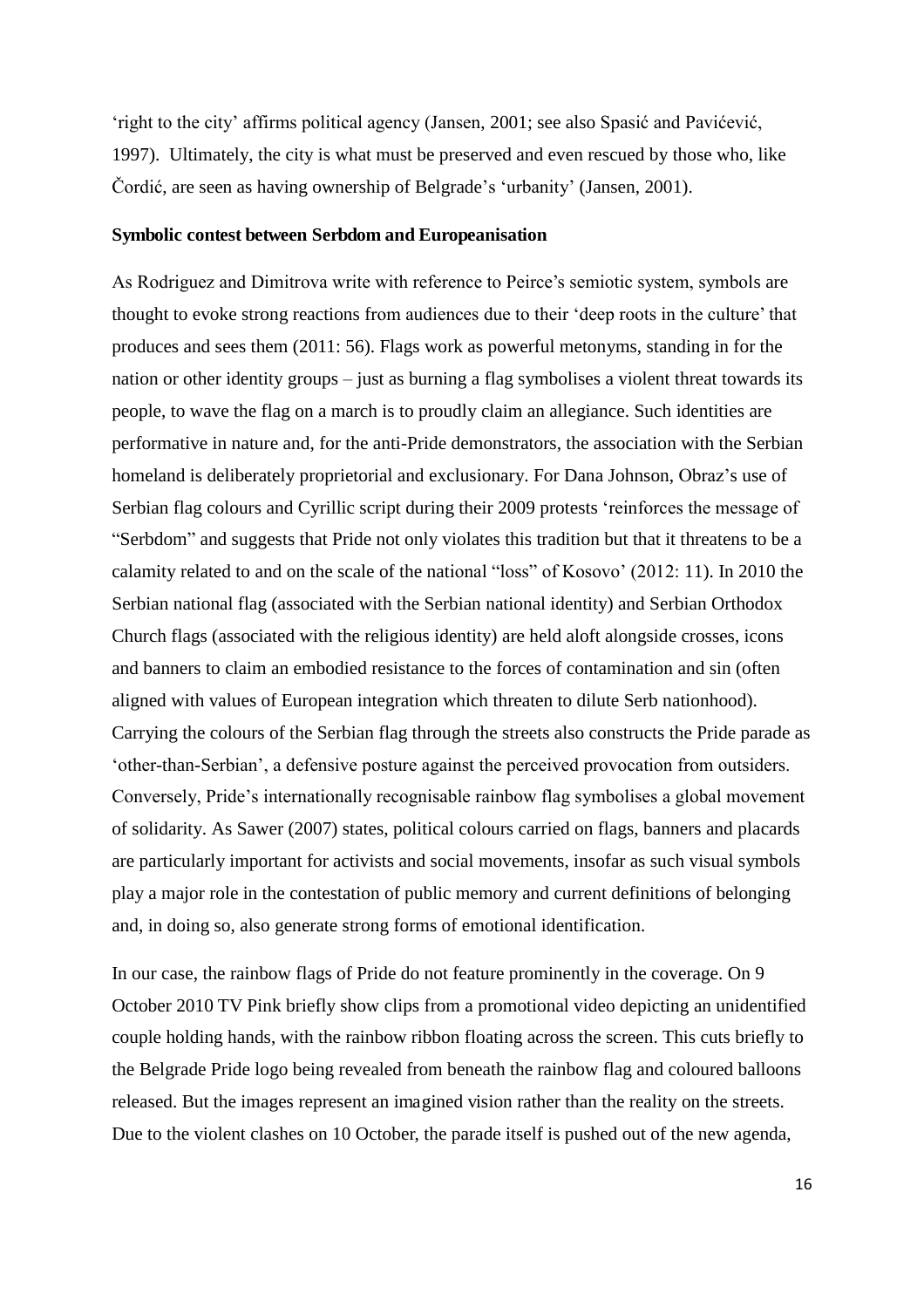'right to the city' affirms political agency (Jansen, 2001; see also Spasić and Pavićević, 1997). Ultimately, the city is what must be preserved and even rescued by those who, like Čordić, are seen as having ownership of Belgrade's 'urbanity' (Jansen, 2001).

**Symbolic contest between Serbdom and Europeanisation**

As Rodriguez and Dimitrova write with reference to Peirce's semiotic system, symbols are thought to evoke strong reactions from audiences due to their 'deep roots in the culture' that produces and sees them (2011: 56). Flags work as powerful metonyms, standing in for the nation or other identity groups – just as burning a flag symbolises a violent threat towards its people, to wave the flag on a march is to proudly claim an allegiance. Such identities are performative in nature and, for the anti-Pride demonstrators, the association with the Serbian homeland is deliberately proprietorial and exclusionary. For Dana Johnson, Obraz's use of Serbian flag colours and Cyrillic script during their 2009 protests 'reinforces the message of "Serbdom" and suggests that Pride not only violates this tradition but that it threatens to be a calamity related to and on the scale of the national "loss" of Kosovo' (2012: 11). In 2010 the Serbian national flag (associated with the Serbian national identity) and Serbian Orthodox Church flags (associated with the religious identity) are held aloft alongside crosses, icons and banners to claim an embodied resistance to the forces of contamination and sin (often aligned with values of European integration which threaten to dilute Serb nationhood). Carrying the colours of the Serbian flag through the streets also constructs the Pride parade as 'other-than-Serbian', a defensive posture against the perceived provocation from outsiders. Conversely, Pride's internationally recognisable rainbow flag symbolises a global movement of solidarity. As Sawer (2007) states, political colours carried on flags, banners and placards are particularly important for activists and social movements, insofar as such visual symbols play a major role in the contestation of public memory and current definitions of belonging and, in doing so, also generate strong forms of emotional identification.

In our case, the rainbow flags of Pride do not feature prominently in the coverage. On 9 October 2010 TV Pink briefly show clips from a promotional video depicting an unidentified couple holding hands, with the rainbow ribbon floating across the screen. This cuts briefly to the Belgrade Pride logo being revealed from beneath the rainbow flag and coloured balloons released. But the images represent an imagined vision rather than the reality on the streets. Due to the violent clashes on 10 October, the parade itself is pushed out of the new agenda,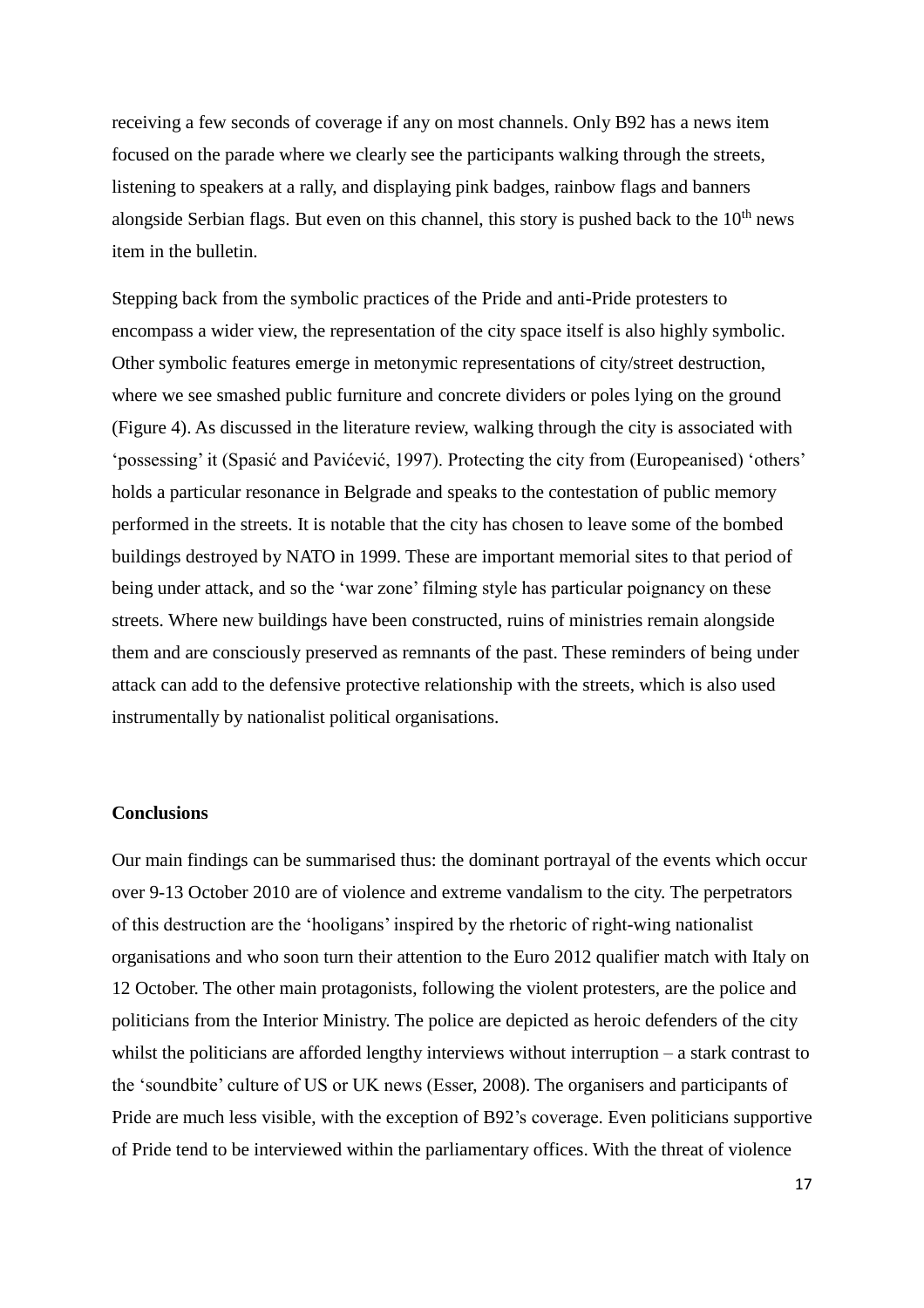receiving a few seconds of coverage if any on most channels. Only B92 has a news item focused on the parade where we clearly see the participants walking through the streets, listening to speakers at a rally, and displaying pink badges, rainbow flags and banners alongside Serbian flags. But even on this channel, this story is pushed back to the 10th news item in the bulletin.

Stepping back from the symbolic practices of the Pride and anti-Pride protesters to encompass a wider view, the representation of the city space itself is also highly symbolic. Other symbolic features emerge in metonymic representations of city/street destruction, where we see smashed public furniture and concrete dividers or poles lying on the ground (Figure 4). As discussed in the literature review, walking through the city is associated with 'possessing' it (Spasić and Pavićević, 1997). Protecting the city from (Europeanised) 'others' holds a particular resonance in Belgrade and speaks to the contestation of public memory performed in the streets. It is notable that the city has chosen to leave some of the bombed buildings destroyed by NATO in 1999. These are important memorial sites to that period of being under attack, and so the 'war zone' filming style has particular poignancy on these streets. Where new buildings have been constructed, ruins of ministries remain alongside them and are consciously preserved as remnants of the past. These reminders of being under attack can add to the defensive protective relationship with the streets, which is also used instrumentally by nationalist political organisations.

## Conclusions

Our main findings can be summarised thus: the dominant portrayal of the events which occur over 9-13 October 2010 are of violence and extreme vandalism to the city. The perpetrators of this destruction are the 'hooligans' inspired by the rhetoric of right-wing nationalist organisations and who soon turn their attention to the Euro 2012 qualifier match with Italy on 12 October. The other main protagonists, following the violent protesters, are the police and politicians from the Interior Ministry. The police are depicted as heroic defenders of the city whilst the politicians are afforded lengthy interviews without interruption – a stark contrast to the 'soundbite' culture of US or UK news (Esser, 2008). The organisers and participants of Pride are much less visible, with the exception of B92's coverage. Even politicians supportive of Pride tend to be interviewed within the parliamentary offices. With the threat of violence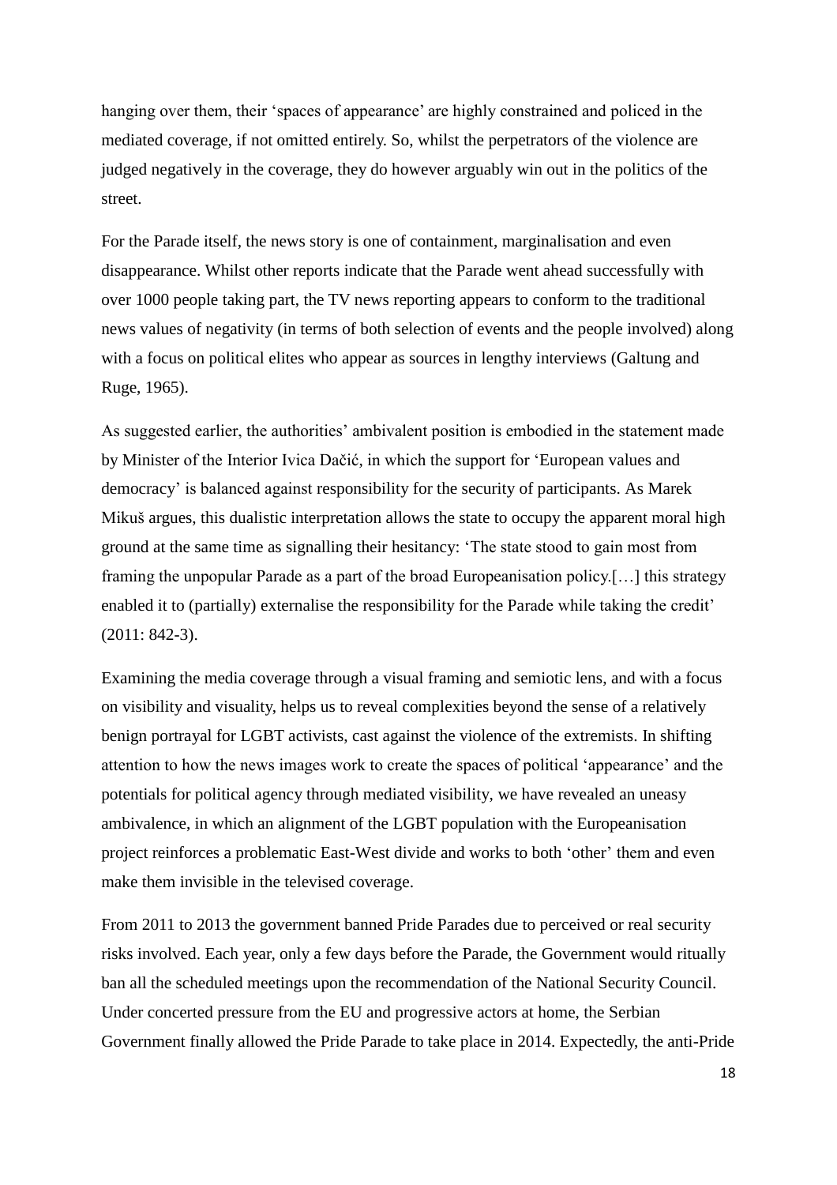hanging over them, their 'spaces of appearance' are highly constrained and policed in the mediated coverage, if not omitted entirely. So, whilst the perpetrators of the violence are judged negatively in the coverage, they do however arguably win out in the politics of the street.

For the Parade itself, the news story is one of containment, marginalisation and even disappearance. Whilst other reports indicate that the Parade went ahead successfully with over 1000 people taking part, the TV news reporting appears to conform to the traditional news values of negativity (in terms of both selection of events and the people involved) along with a focus on political elites who appear as sources in lengthy interviews (Galtung and Ruge, 1965).

As suggested earlier, the authorities' ambivalent position is embodied in the statement made by Minister of the Interior Ivica Dačić, in which the support for 'European values and democracy' is balanced against responsibility for the security of participants. As Marek Mikuš argues, this dualistic interpretation allows the state to occupy the apparent moral high ground at the same time as signalling their hesitancy: 'The state stood to gain most from framing the unpopular Parade as a part of the broad Europeanisation policy.[…] this strategy enabled it to (partially) externalise the responsibility for the Parade while taking the credit' (2011: 842-3).

Examining the media coverage through a visual framing and semiotic lens, and with a focus on visibility and visuality, helps us to reveal complexities beyond the sense of a relatively benign portrayal for LGBT activists, cast against the violence of the extremists. In shifting attention to how the news images work to create the spaces of political 'appearance' and the potentials for political agency through mediated visibility, we have revealed an uneasy ambivalence, in which an alignment of the LGBT population with the Europeanisation project reinforces a problematic East-West divide and works to both 'other' them and even make them invisible in the televised coverage.

From 2011 to 2013 the government banned Pride Parades due to perceived or real security risks involved. Each year, only a few days before the Parade, the Government would ritually ban all the scheduled meetings upon the recommendation of the National Security Council. Under concerted pressure from the EU and progressive actors at home, the Serbian Government finally allowed the Pride Parade to take place in 2014. Expectedly, the anti-Pride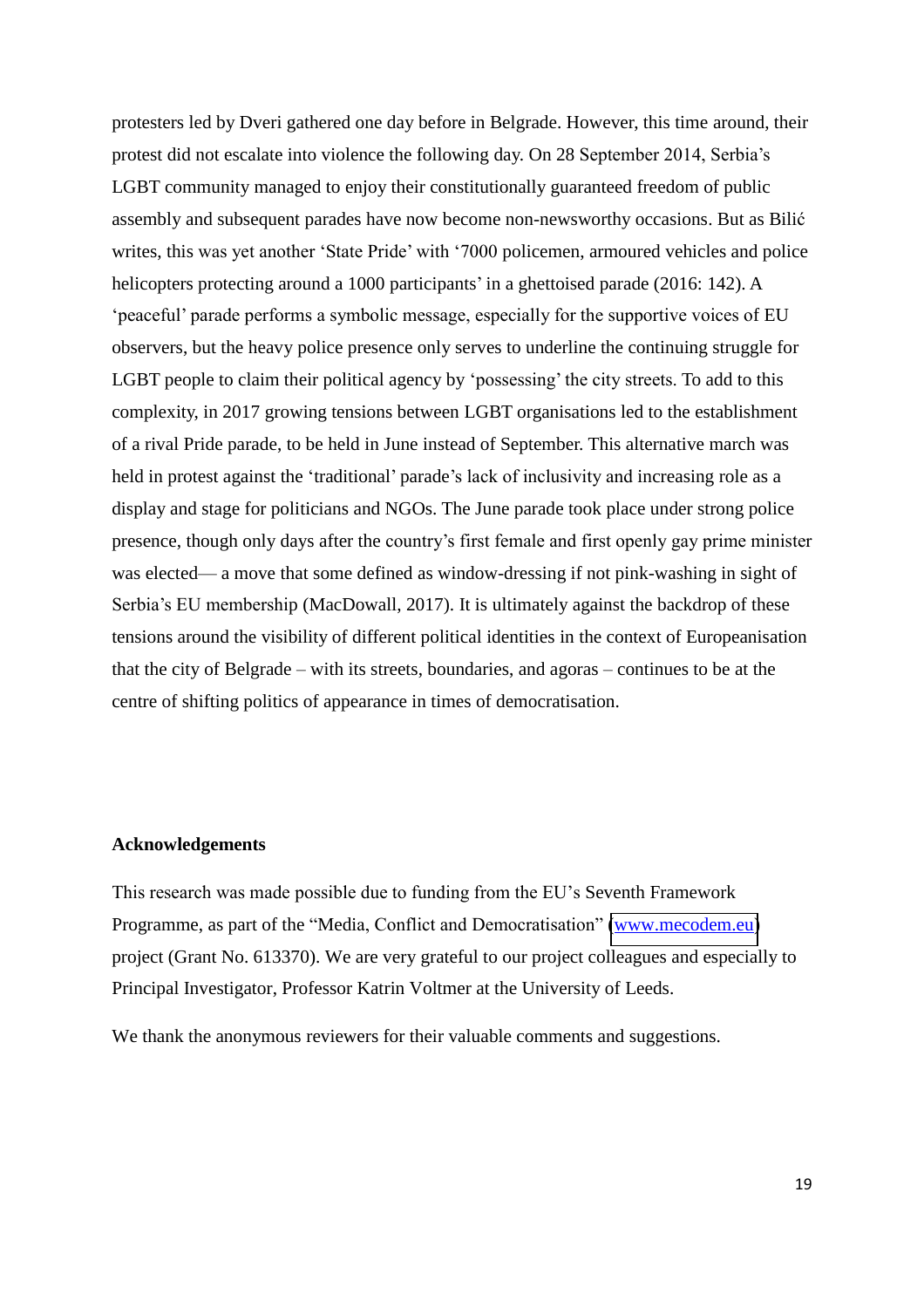protesters led by Dveri gathered one day before in Belgrade. However, this time around, their protest did not escalate into violence the following day. On 28 September 2014, Serbia's LGBT community managed to enjoy their constitutionally guaranteed freedom of public assembly and subsequent parades have now become non-newsworthy occasions. But as Bilić writes, this was yet another 'State Pride' with '7000 policemen, armoured vehicles and police helicopters protecting around a 1000 participants' in a ghettoised parade (2016: 142). A 'peaceful' parade performs a symbolic message, especially for the supportive voices of EU observers, but the heavy police presence only serves to underline the continuing struggle for LGBT people to claim their political agency by 'possessing' the city streets. To add to this complexity, in 2017 growing tensions between LGBT organisations led to the establishment of a rival Pride parade, to be held in June instead of September. This alternative march was held in protest against the 'traditional' parade's lack of inclusivity and increasing role as a display and stage for politicians and NGOs. The June parade took place under strong police presence, though only days after the country's first female and first openly gay prime minister was elected— a move that some defined as window-dressing if not pink-washing in sight of Serbia's EU membership (MacDowall, 2017). It is ultimately against the backdrop of these tensions around the visibility of different political identities in the context of Europeanisation that the city of Belgrade – with its streets, boundaries, and agoras – continues to be at the centre of shifting politics of appearance in times of democratisation.

## Acknowledgements

This research was made possible due to funding from the EU's Seventh Framework Programme, as part of the "Media, Conflict and Democratisation" (www.mecodem.eu) project (Grant No. 613370). We are very grateful to our project colleagues and especially to Principal Investigator, Professor Katrin Voltmer at the University of Leeds.

We thank the anonymous reviewers for their valuable comments and suggestions.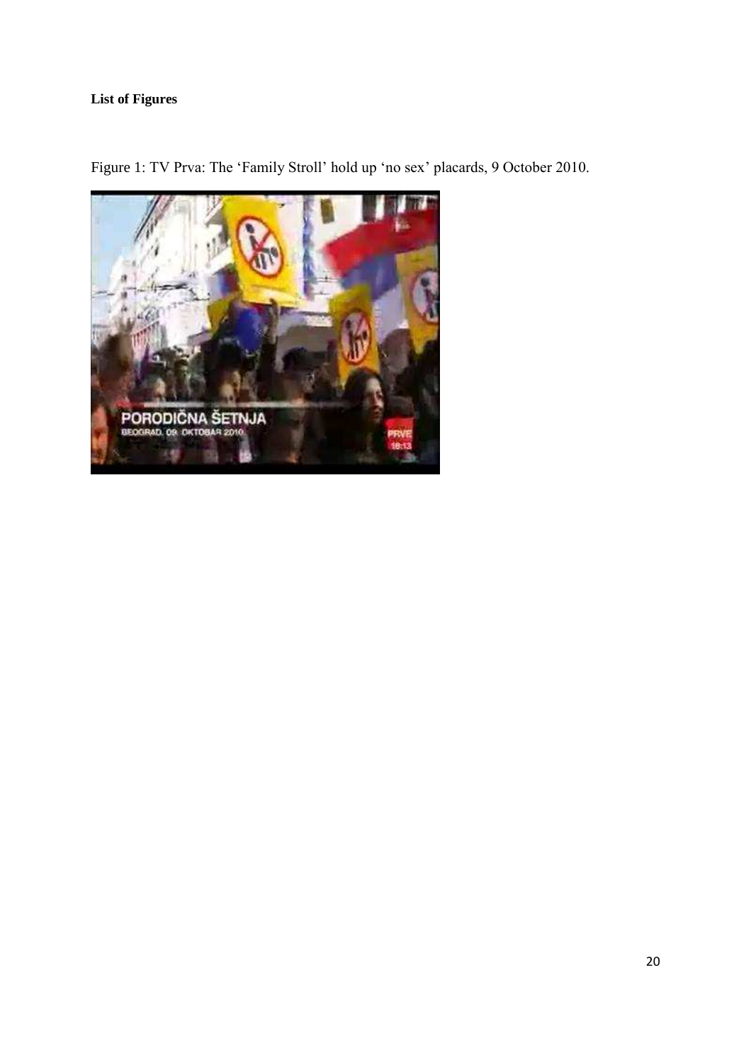**List of Figures**

Figure 1: TV Prva: The 'Family Stroll' hold up 'no sex' placards, 9 October 2010.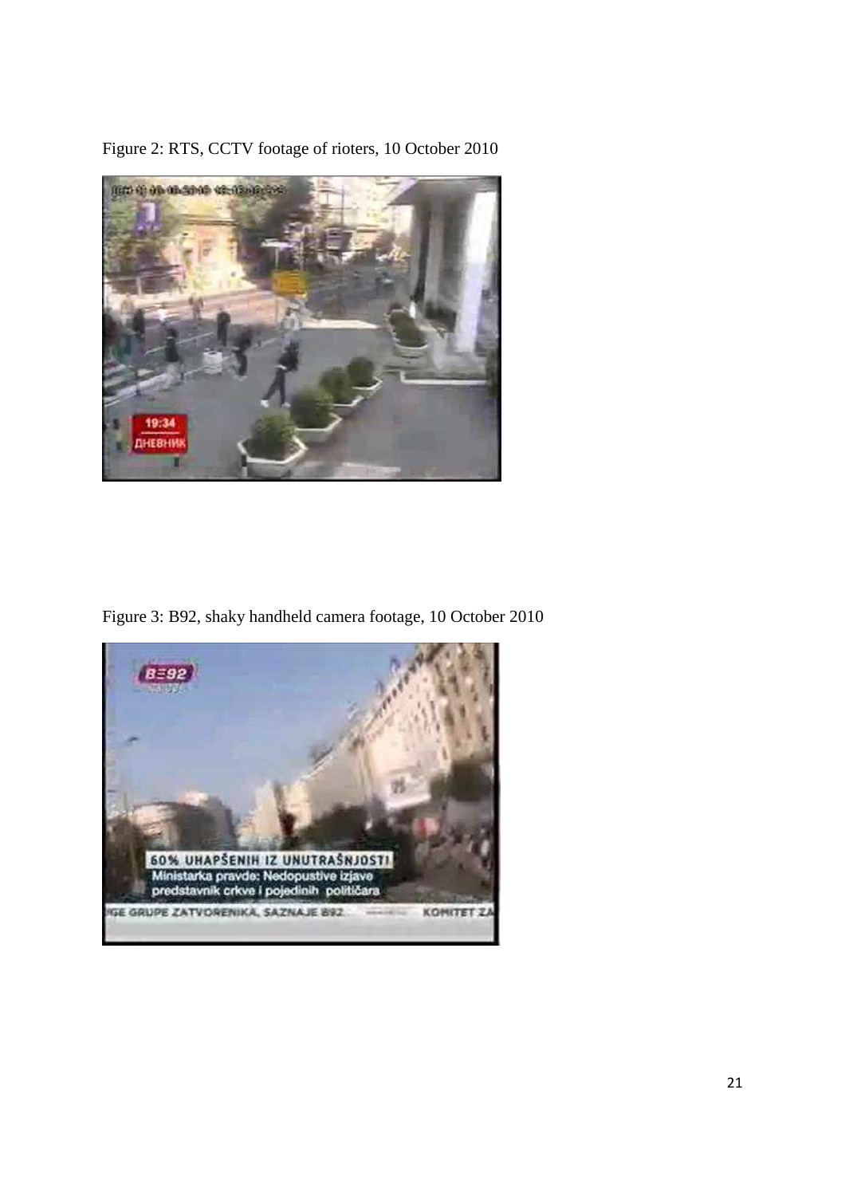Figure 2: RTS, CCTV footage of rioters, 10 October 2010

Figure 3: B92, shaky handheld camera footage, 10 October 2010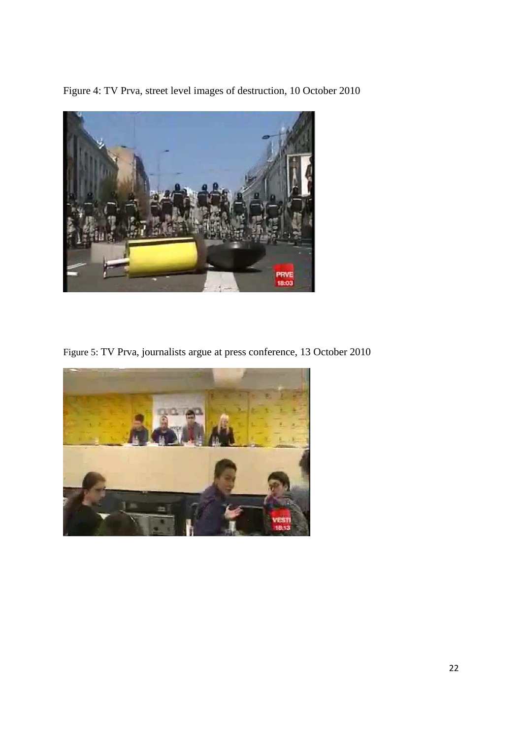Figure 4: TV Prva, street level images of destruction, 10 October 2010

Figure 5: TV Prva, journalists argue at press conference, 13 October 2010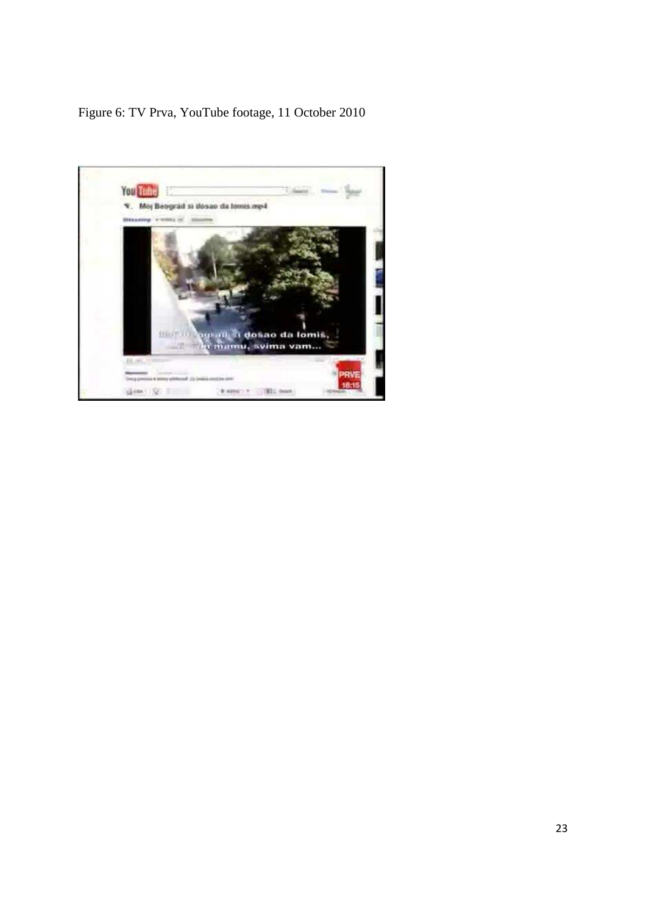Figure 6: TV Prva, YouTube footage, 11 October 2010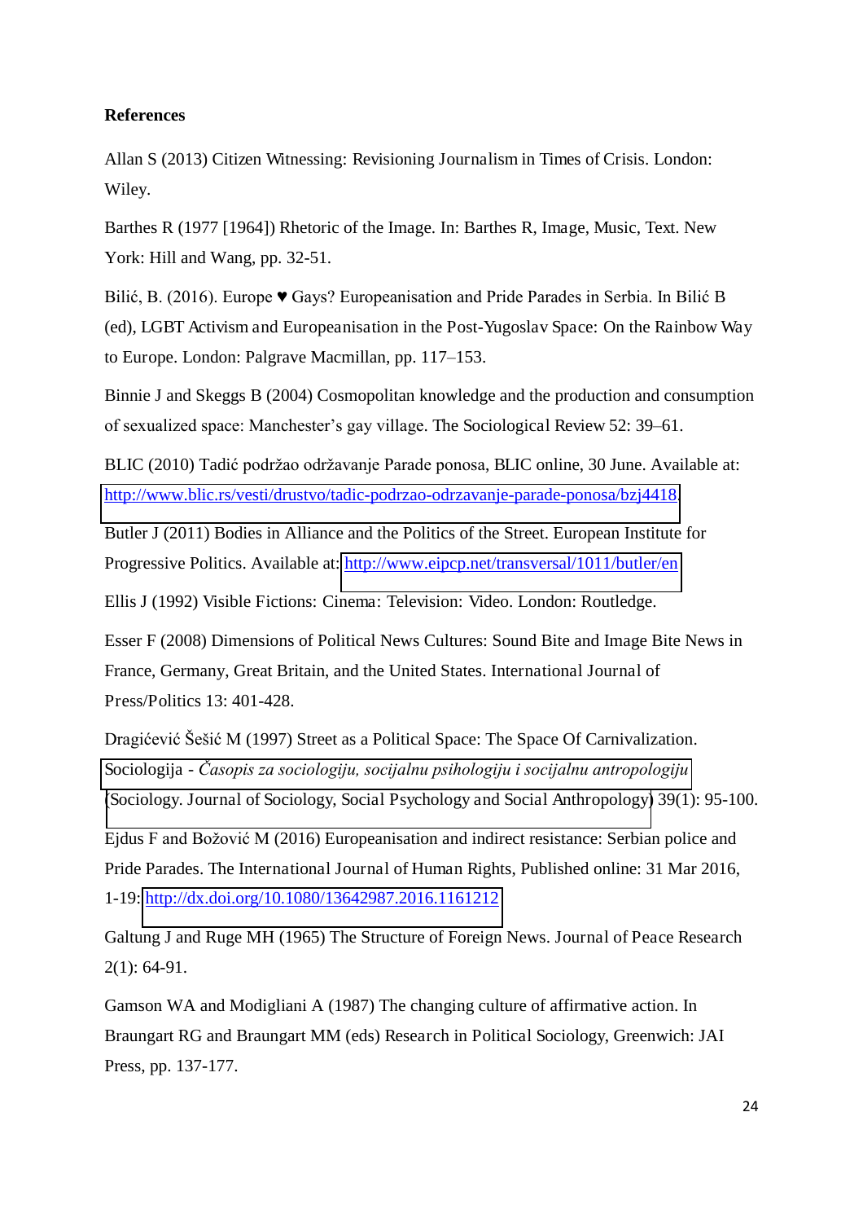**References**

Allan S (2013) Citizen Witnessing: Revisioning Journalism in Times of Crisis. London: Wiley.

Barthes R (1977 [1964]) Rhetoric of the Image. In: Barthes R, Image, Music, Text. New York: Hill and Wang, pp. 32-51.

Bilić, B. (2016). Europe ♥ Gays? Europeanisation and Pride Parades in Serbia. In Bilić B (ed), LGBT Activism and Europeanisation in the Post-Yugoslav Space: On the Rainbow Way to Europe. London: Palgrave Macmillan, pp. 117–153.

Binnie J and Skeggs B (2004) Cosmopolitan knowledge and the production and consumption of sexualized space: Manchester's gay village. The Sociological Review 52: 39–61.

BLIC (2010) Tadić podržao održavanje Parade ponosa, BLIC online, 30 June. Available at: http://www.blic.rs/vesti/drustvo/tadic-podrzao-odrzavanje-parade-ponosa/bzj4418.

Butler J (2011) Bodies in Alliance and the Politics of the Street. European Institute for Progressive Politics. Available at: http://www.eipcp.net/transversal/1011/butler/en

Ellis J (1992) Visible Fictions: Cinema: Television: Video. London: Routledge.

Esser F (2008) Dimensions of Political News Cultures: Sound Bite and Image Bite News in France, Germany, Great Britain, and the United States. International Journal of Press/Politics 13: 401-428.

Dragićević Šešić M (1997) Street as a Political Space: The Space Of Carnivalization. Sociologija - *Časopis za sociologiju, socijalnu psihologiju i socijalnu antropologiju* (Sociology. Journal of Sociology, Social Psychology and Social Anthropology) 39(1): 95-100.

Ejdus F and Božović M (2016) Europeanisation and indirect resistance: Serbian police and Pride Parades. The International Journal of Human Rights, Published online: 31 Mar 2016, 1-19: http://dx.doi.org/10.1080/13642987.2016.1161212

Galtung J and Ruge MH (1965) The Structure of Foreign News. Journal of Peace Research 2(1): 64-91.

Gamson WA and Modigliani A (1987) The changing culture of affirmative action. In Braungart RG and Braungart MM (eds) Research in Political Sociology, Greenwich: JAI Press, pp. 137-177.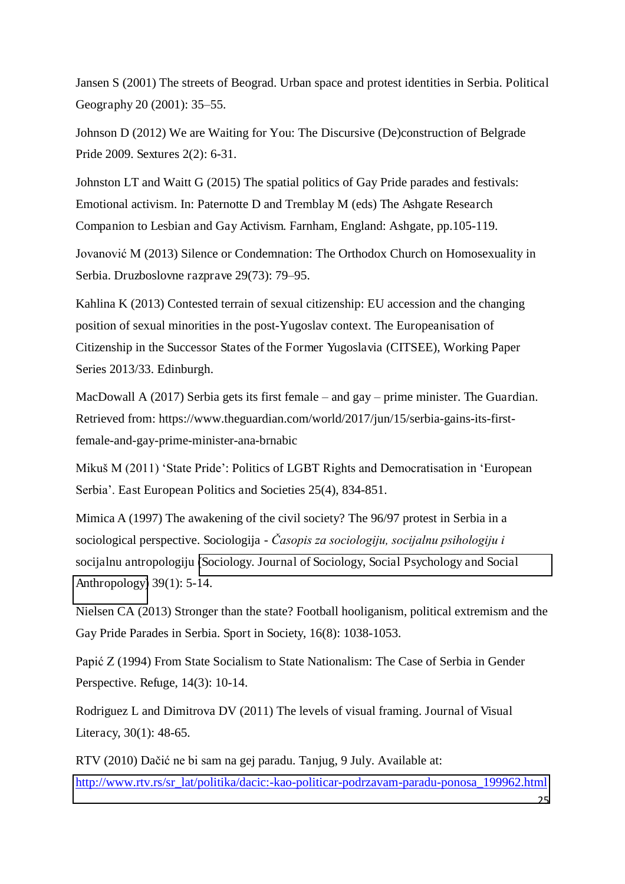Jansen S (2001) The streets of Beograd. Urban space and protest identities in Serbia. Political Geography 20 (2001): 35–55.

Johnson D (2012) We are Waiting for You: The Discursive (De)construction of Belgrade Pride 2009. Sextures 2(2): 6-31.

Johnston LT and Waitt G (2015) The spatial politics of Gay Pride parades and festivals: Emotional activism. In: Paternotte D and Tremblay M (eds) The Ashgate Research Companion to Lesbian and Gay Activism. Farnham, England: Ashgate, pp.105-119.

Jovanović M (2013) Silence or Condemnation: The Orthodox Church on Homosexuality in Serbia. Druzboslovne razprave 29(73): 79–95.

Kahlina K (2013) Contested terrain of sexual citizenship: EU accession and the changing position of sexual minorities in the post-Yugoslav context. The Europeanisation of Citizenship in the Successor States of the Former Yugoslavia (CITSEE), Working Paper Series 2013/33. Edinburgh.

MacDowall A (2017) Serbia gets its first female – and gay – prime minister. The Guardian. Retrieved from: https://www.theguardian.com/world/2017/jun/15/serbia-gains-its-first-female-and-gay-prime-minister-ana-brnabic

Mikuš M (2011) 'State Pride': Politics of LGBT Rights and Democratisation in 'European Serbia'. East European Politics and Societies 25(4), 834-851.

Mimica A (1997) The awakening of the civil society? The 96/97 protest in Serbia in a sociological perspective. Sociologija - *Časopis za sociologiju, socijalnu psihologiju i* socijalnu antropologiju (Sociology. Journal of Sociology, Social Psychology and Social Anthropology) 39(1): 5-14.

Nielsen CA (2013) Stronger than the state? Football hooliganism, political extremism and the Gay Pride Parades in Serbia. Sport in Society, 16(8): 1038-1053.

Papić Z (1994) From State Socialism to State Nationalism: The Case of Serbia in Gender Perspective. Refuge, 14(3): 10-14.

Rodriguez L and Dimitrova DV (2011) The levels of visual framing. Journal of Visual Literacy, 30(1): 48-65.

RTV (2010) Dačić ne bi sam na gej paradu. Tanjug, 9 July. Available at: http://www.rtv.rs/sr_lat/politika/dacic:-kao-politicar-podrzavam-paradu-ponosa_199962.html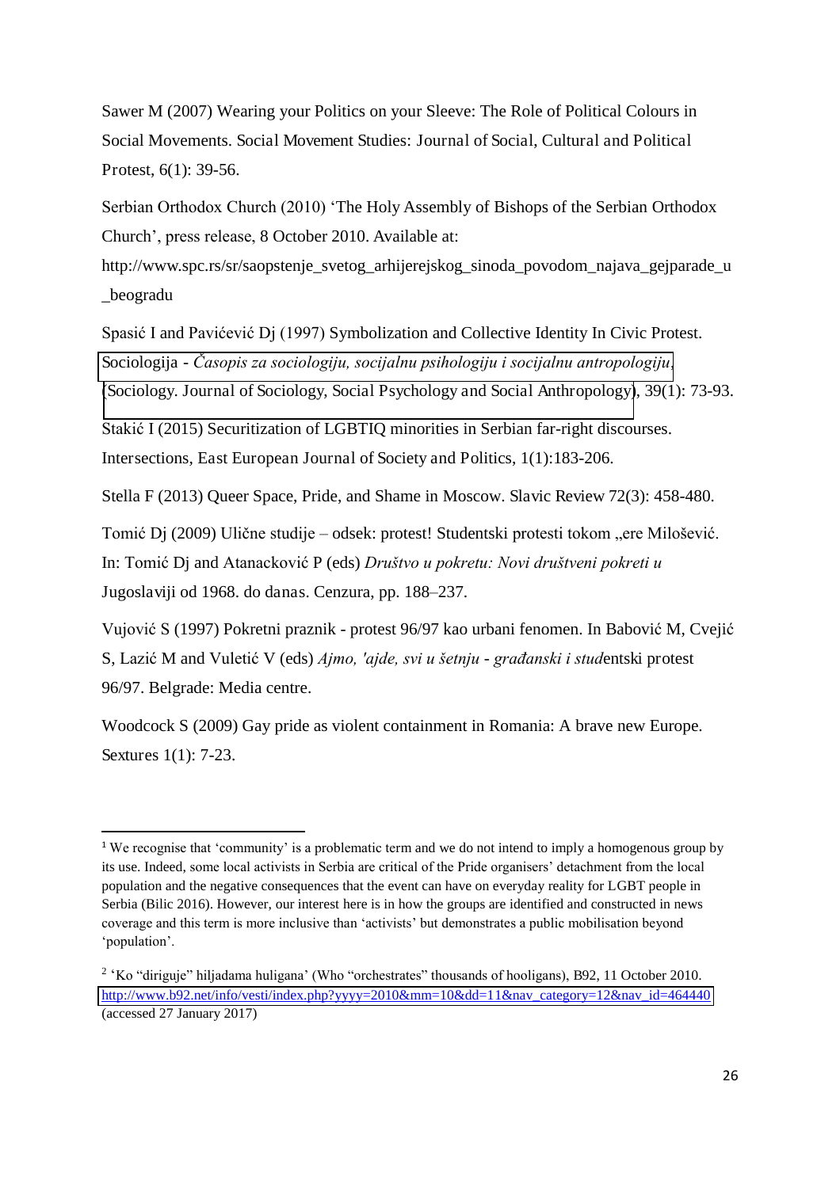Sawer M (2007) Wearing your Politics on your Sleeve: The Role of Political Colours in Social Movements. Social Movement Studies: Journal of Social, Cultural and Political Protest, 6(1): 39-56.

Serbian Orthodox Church (2010) 'The Holy Assembly of Bishops of the Serbian Orthodox Church', press release, 8 October 2010. Available at: http://www.spc.rs/sr/saopstenje_svetog_arhijerejskog_sinoda_povodom_najava_gejparade_u_beogradu

Spasić I and Pavićević Dj (1997) Symbolization and Collective Identity In Civic Protest. Sociologija - *Časopis za sociologiju, socijalnu psihologiju i socijalnu antropologiju,* (Sociology. Journal of Sociology, Social Psychology and Social Anthropology), 39(1): 73-93.

Stakić I (2015) Securitization of LGBTIQ minorities in Serbian far-right discourses. Intersections, East European Journal of Society and Politics, 1(1):183-206.

Stella F (2013) Queer Space, Pride, and Shame in Moscow. Slavic Review 72(3): 458-480.

Tomić Dj (2009) Ulične studije – odsek: protest! Studentski protesti tokom „ere Milošević. In: Tomić Dj and Atanacković P (eds) *Društvo u pokretu: Novi društveni pokreti u* Jugoslaviji od 1968. do danas. Cenzura, pp. 188–237.

Vujović S (1997) Pokretni praznik - protest 96/97 kao urbani fenomen. In Babović M, Cvejić S, Lazić M and Vuletić V (eds) *Ajmo, 'ajde, svi u šetnju - građanski i stud*entski protest 96/97. Belgrade: Media centre.

Woodcock S (2009) Gay pride as violent containment in Romania: A brave new Europe. Sextures 1(1): 7-23.

---

[1] We recognise that 'community' is a problematic term and we do not intend to imply a homogenous group by its use. Indeed, some local activists in Serbia are critical of the Pride organisers' detachment from the local population and the negative consequences that the event can have on everyday reality for LGBT people in Serbia (Bilic 2016). However, our interest here is in how the groups are identified and constructed in news coverage and this term is more inclusive than 'activists' but demonstrates a public mobilisation beyond 'population'.

[2] 'Ko "diriguje" hiljadama huligana' (Who "orchestrates" thousands of hooligans), B92, 11 October 2010. http://www.b92.net/info/vesti/index.php?yyyy=2010&mm=10&dd=11&nav_category=12&nav_id=464440 (accessed 27 January 2017)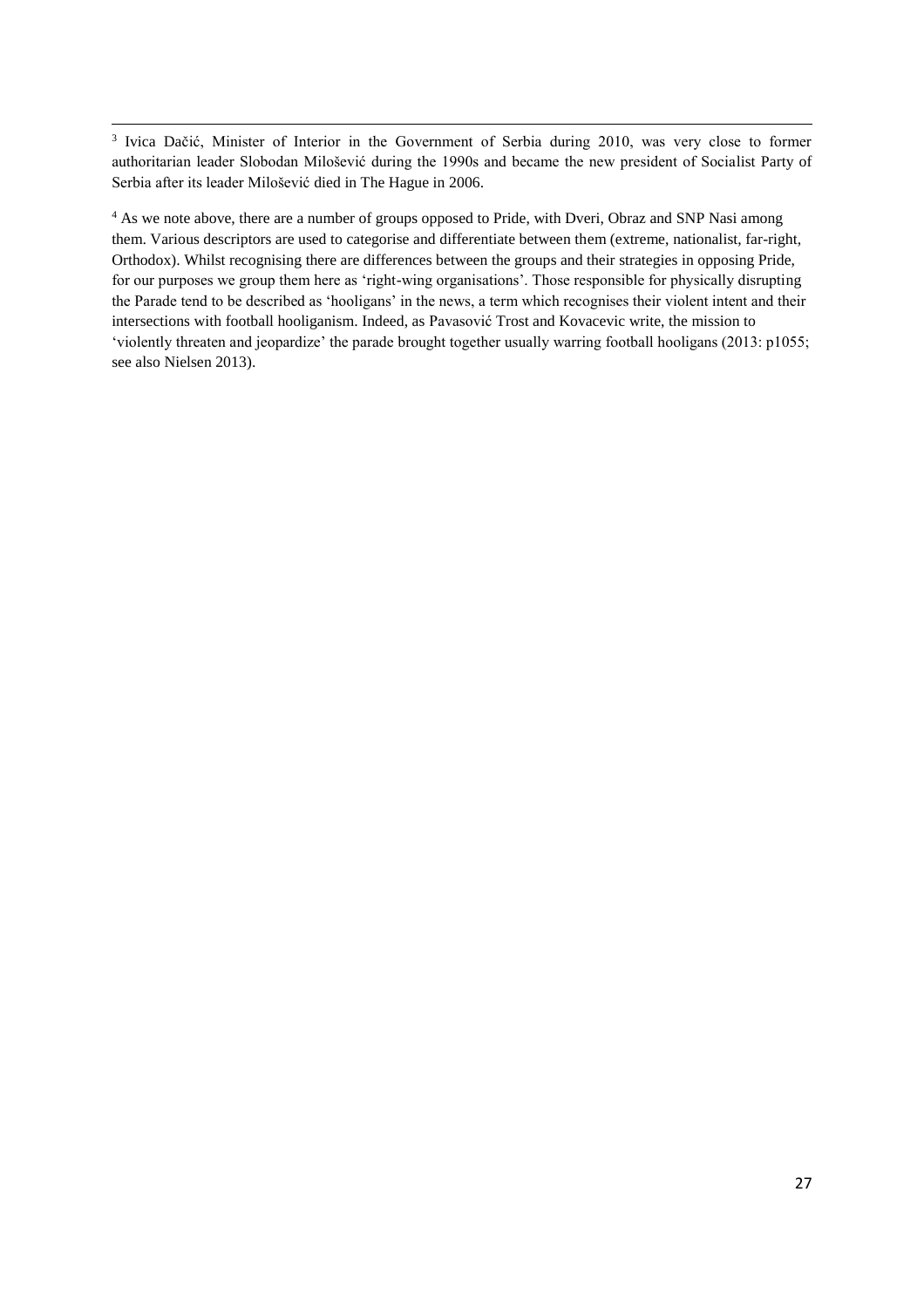[3] Ivica Dačić, Minister of Interior in the Government of Serbia during 2010, was very close to former authoritarian leader Slobodan Milošević during the 1990s and became the new president of Socialist Party of Serbia after its leader Milošević died in The Hague in 2006.

[4] As we note above, there are a number of groups opposed to Pride, with Dveri, Obraz and SNP Nasi among them. Various descriptors are used to categorise and differentiate between them (extreme, nationalist, far-right, Orthodox). Whilst recognising there are differences between the groups and their strategies in opposing Pride, for our purposes we group them here as 'right-wing organisations'. Those responsible for physically disrupting the Parade tend to be described as 'hooligans' in the news, a term which recognises their violent intent and their intersections with football hooliganism. Indeed, as Pavasović Trost and Kovacevic write, the mission to 'violently threaten and jeopardize' the parade brought together usually warring football hooligans (2013: p1055; see also Nielsen 2013).